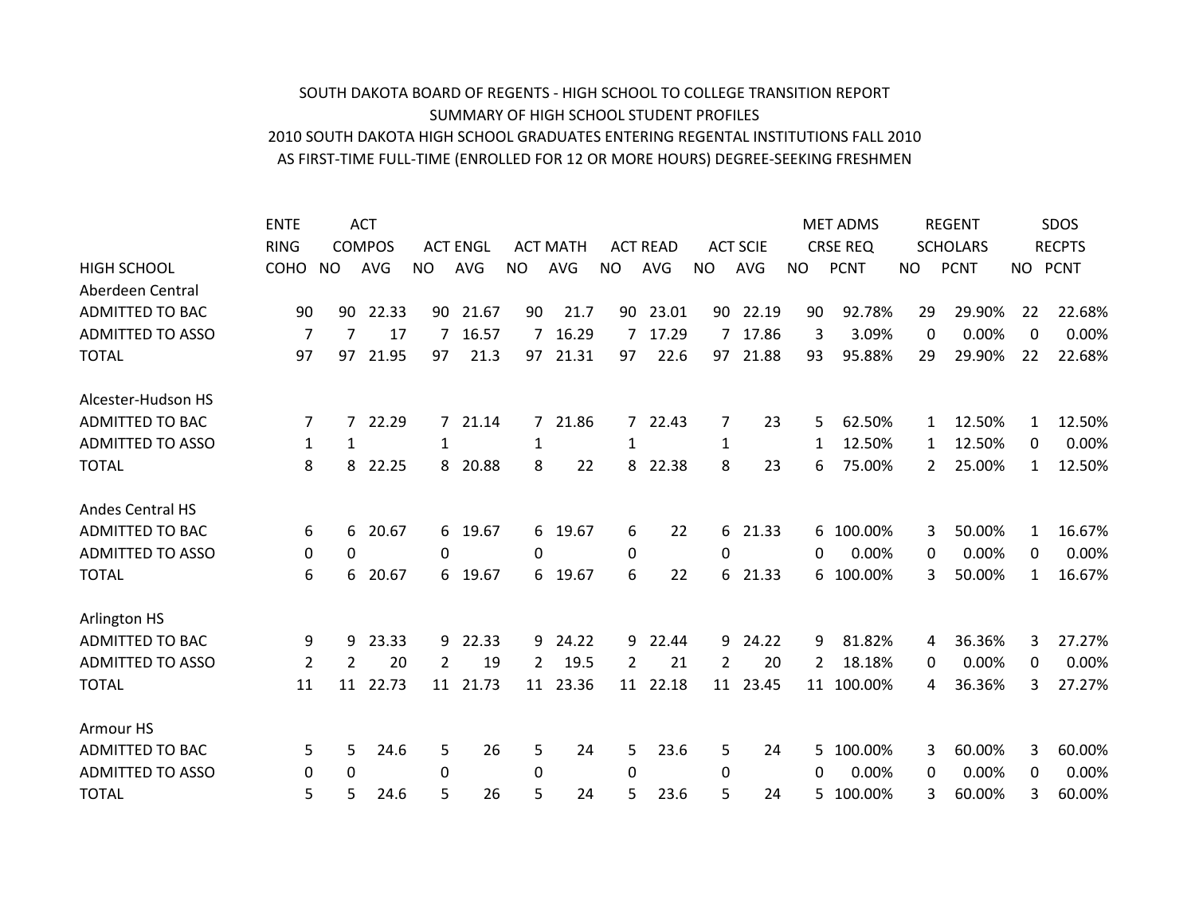SOUTH DAKOTA BOARD OF REGENTS - HIGH SCHOOL TO COLLEGE TRANSITION REPORT
SUMMARY OF HIGH SCHOOL STUDENT PROFILES
2010 SOUTH DAKOTA HIGH SCHOOL GRADUATES ENTERING REGENTAL INSTITUTIONS FALL 2010
AS FIRST-TIME FULL-TIME (ENROLLED FOR 12 OR MORE HOURS) DEGREE-SEEKING FRESHMEN

| | ENTE RING | ACT COMPOS | | ACT ENGL | | ACT MATH | | ACT READ | | ACT SCIE | | MET ADMS CRSE REQ | | REGENT SCHOLARS | | SDOS RECPTS | |
|---|---|---|---|---|---|---|---|---|---|---|---|---|---|---|---|---|---|
| HIGH SCHOOL | COHO | NO | AVG | NO | AVG | NO | AVG | NO | AVG | NO | AVG | NO | PCNT | NO | PCNT | NO | PCNT |
| Aberdeen Central | | | | | | | | | | | | | | | | | |
| ADMITTED TO BAC | 90 | 90 | 22.33 | 90 | 21.67 | 90 | 21.7 | 90 | 23.01 | 90 | 22.19 | 90 | 92.78% | 29 | 29.90% | 22 | 22.68% |
| ADMITTED TO ASSO | 7 | 7 | 17 | 7 | 16.57 | 7 | 16.29 | 7 | 17.29 | 7 | 17.86 | 3 | 3.09% | 0 | 0.00% | 0 | 0.00% |
| TOTAL | 97 | 97 | 21.95 | 97 | 21.3 | 97 | 21.31 | 97 | 22.6 | 97 | 21.88 | 93 | 95.88% | 29 | 29.90% | 22 | 22.68% |
| | | | | | | | | | | | | | | | | | |
| Alcester-Hudson HS | | | | | | | | | | | | | | | | | |
| ADMITTED TO BAC | 7 | 7 | 22.29 | 7 | 21.14 | 7 | 21.86 | 7 | 22.43 | 7 | 23 | 5 | 62.50% | 1 | 12.50% | 1 | 12.50% |
| ADMITTED TO ASSO | 1 | 1 | | 1 | | 1 | | 1 | | 1 | | 1 | 12.50% | 1 | 12.50% | 0 | 0.00% |
| TOTAL | 8 | 8 | 22.25 | 8 | 20.88 | 8 | 22 | 8 | 22.38 | 8 | 23 | 6 | 75.00% | 2 | 25.00% | 1 | 12.50% |
| | | | | | | | | | | | | | | | | | |
| Andes Central HS | | | | | | | | | | | | | | | | | |
| ADMITTED TO BAC | 6 | 6 | 20.67 | 6 | 19.67 | 6 | 19.67 | 6 | 22 | 6 | 21.33 | 6 | 100.00% | 3 | 50.00% | 1 | 16.67% |
| ADMITTED TO ASSO | 0 | 0 | | 0 | | 0 | | 0 | | 0 | | 0 | 0.00% | 0 | 0.00% | 0 | 0.00% |
| TOTAL | 6 | 6 | 20.67 | 6 | 19.67 | 6 | 19.67 | 6 | 22 | 6 | 21.33 | 6 | 100.00% | 3 | 50.00% | 1 | 16.67% |
| | | | | | | | | | | | | | | | | | |
| Arlington HS | | | | | | | | | | | | | | | | | |
| ADMITTED TO BAC | 9 | 9 | 23.33 | 9 | 22.33 | 9 | 24.22 | 9 | 22.44 | 9 | 24.22 | 9 | 81.82% | 4 | 36.36% | 3 | 27.27% |
| ADMITTED TO ASSO | 2 | 2 | 20 | 2 | 19 | 2 | 19.5 | 2 | 21 | 2 | 20 | 2 | 18.18% | 0 | 0.00% | 0 | 0.00% |
| TOTAL | 11 | 11 | 22.73 | 11 | 21.73 | 11 | 23.36 | 11 | 22.18 | 11 | 23.45 | 11 | 100.00% | 4 | 36.36% | 3 | 27.27% |
| | | | | | | | | | | | | | | | | | |
| Armour HS | | | | | | | | | | | | | | | | | |
| ADMITTED TO BAC | 5 | 5 | 24.6 | 5 | 26 | 5 | 24 | 5 | 23.6 | 5 | 24 | 5 | 100.00% | 3 | 60.00% | 3 | 60.00% |
| ADMITTED TO ASSO | 0 | 0 | | 0 | | 0 | | 0 | | 0 | | 0 | 0.00% | 0 | 0.00% | 0 | 0.00% |
| TOTAL | 5 | 5 | 24.6 | 5 | 26 | 5 | 24 | 5 | 23.6 | 5 | 24 | 5 | 100.00% | 3 | 60.00% | 3 | 60.00% |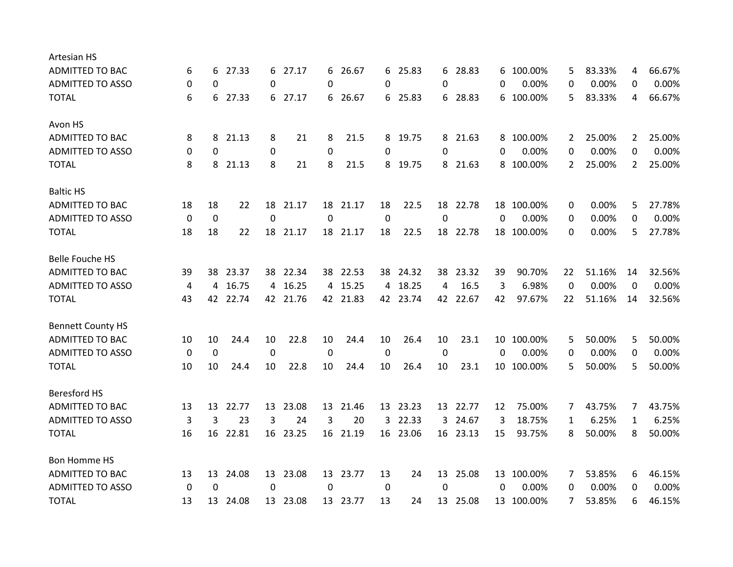| | | | | | | | | | | | | | | | | | |
|---|---|---|---|---|---|---|---|---|---|---|---|---|---|---|---|---|---|
| **Artesian HS** | | | | | | | | | | | | | | | | | |
| ADMITTED TO BAC | 6 | 6 | 27.33 | 6 | 27.17 | 6 | 26.67 | 6 | 25.83 | 6 | 28.83 | 6 | 100.00% | 5 | 83.33% | 4 | 66.67% |
| ADMITTED TO ASSO | 0 | 0 | | 0 | | 0 | | 0 | | 0 | | 0 | 0.00% | 0 | 0.00% | 0 | 0.00% |
| TOTAL | 6 | 6 | 27.33 | 6 | 27.17 | 6 | 26.67 | 6 | 25.83 | 6 | 28.83 | 6 | 100.00% | 5 | 83.33% | 4 | 66.67% |
| **Avon HS** | | | | | | | | | | | | | | | | | |
| ADMITTED TO BAC | 8 | 8 | 21.13 | 8 | 21 | 8 | 21.5 | 8 | 19.75 | 8 | 21.63 | 8 | 100.00% | 2 | 25.00% | 2 | 25.00% |
| ADMITTED TO ASSO | 0 | 0 | | 0 | | 0 | | 0 | | 0 | | 0 | 0.00% | 0 | 0.00% | 0 | 0.00% |
| TOTAL | 8 | 8 | 21.13 | 8 | 21 | 8 | 21.5 | 8 | 19.75 | 8 | 21.63 | 8 | 100.00% | 2 | 25.00% | 2 | 25.00% |
| **Baltic HS** | | | | | | | | | | | | | | | | | |
| ADMITTED TO BAC | 18 | 18 | 22 | 18 | 21.17 | 18 | 21.17 | 18 | 22.5 | 18 | 22.78 | 18 | 100.00% | 0 | 0.00% | 5 | 27.78% |
| ADMITTED TO ASSO | 0 | 0 | | 0 | | 0 | | 0 | | 0 | | 0 | 0.00% | 0 | 0.00% | 0 | 0.00% |
| TOTAL | 18 | 18 | 22 | 18 | 21.17 | 18 | 21.17 | 18 | 22.5 | 18 | 22.78 | 18 | 100.00% | 0 | 0.00% | 5 | 27.78% |
| **Belle Fouche HS** | | | | | | | | | | | | | | | | | |
| ADMITTED TO BAC | 39 | 38 | 23.37 | 38 | 22.34 | 38 | 22.53 | 38 | 24.32 | 38 | 23.32 | 39 | 90.70% | 22 | 51.16% | 14 | 32.56% |
| ADMITTED TO ASSO | 4 | 4 | 16.75 | 4 | 16.25 | 4 | 15.25 | 4 | 18.25 | 4 | 16.5 | 3 | 6.98% | 0 | 0.00% | 0 | 0.00% |
| TOTAL | 43 | 42 | 22.74 | 42 | 21.76 | 42 | 21.83 | 42 | 23.74 | 42 | 22.67 | 42 | 97.67% | 22 | 51.16% | 14 | 32.56% |
| **Bennett County HS** | | | | | | | | | | | | | | | | | |
| ADMITTED TO BAC | 10 | 10 | 24.4 | 10 | 22.8 | 10 | 24.4 | 10 | 26.4 | 10 | 23.1 | 10 | 100.00% | 5 | 50.00% | 5 | 50.00% |
| ADMITTED TO ASSO | 0 | 0 | | 0 | | 0 | | 0 | | 0 | | 0 | 0.00% | 0 | 0.00% | 0 | 0.00% |
| TOTAL | 10 | 10 | 24.4 | 10 | 22.8 | 10 | 24.4 | 10 | 26.4 | 10 | 23.1 | 10 | 100.00% | 5 | 50.00% | 5 | 50.00% |
| **Beresford HS** | | | | | | | | | | | | | | | | | |
| ADMITTED TO BAC | 13 | 13 | 22.77 | 13 | 23.08 | 13 | 21.46 | 13 | 23.23 | 13 | 22.77 | 12 | 75.00% | 7 | 43.75% | 7 | 43.75% |
| ADMITTED TO ASSO | 3 | 3 | 23 | 3 | 24 | 3 | 20 | 3 | 22.33 | 3 | 24.67 | 3 | 18.75% | 1 | 6.25% | 1 | 6.25% |
| TOTAL | 16 | 16 | 22.81 | 16 | 23.25 | 16 | 21.19 | 16 | 23.06 | 16 | 23.13 | 15 | 93.75% | 8 | 50.00% | 8 | 50.00% |
| **Bon Homme HS** | | | | | | | | | | | | | | | | | |
| ADMITTED TO BAC | 13 | 13 | 24.08 | 13 | 23.08 | 13 | 23.77 | 13 | 24 | 13 | 25.08 | 13 | 100.00% | 7 | 53.85% | 6 | 46.15% |
| ADMITTED TO ASSO | 0 | 0 | | 0 | | 0 | | 0 | | 0 | | 0 | 0.00% | 0 | 0.00% | 0 | 0.00% |
| TOTAL | 13 | 13 | 24.08 | 13 | 23.08 | 13 | 23.77 | 13 | 24 | 13 | 25.08 | 13 | 100.00% | 7 | 53.85% | 6 | 46.15% |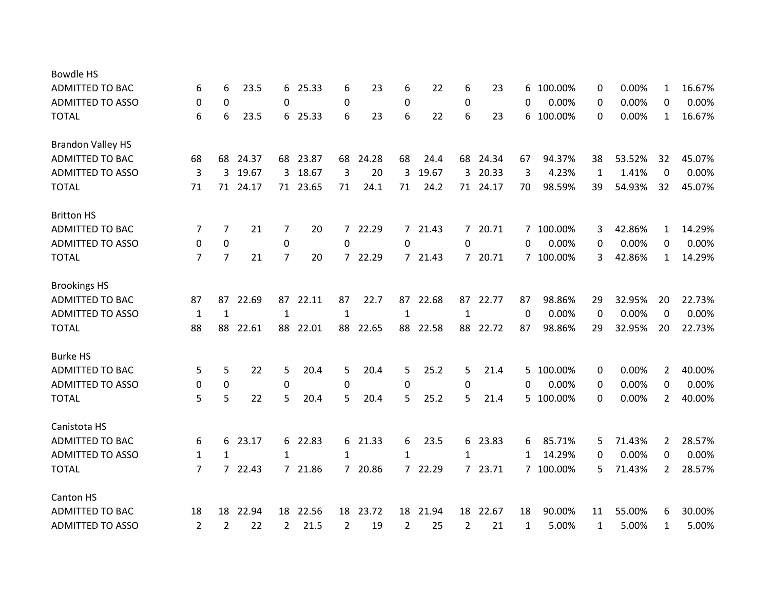| | | | | | | | | | | | | | | | | | |
|---|---|---|---|---|---|---|---|---|---|---|---|---|---|---|---|---|---|
| **Bowdle HS** | | | | | | | | | | | | | | | | | |
| ADMITTED TO BAC | 6 | 6 | 23.5 | 6 | 25.33 | 6 | 23 | 6 | 22 | 6 | 23 | 6 | 100.00% | 0 | 0.00% | 1 | 16.67% |
| ADMITTED TO ASSO | 0 | 0 | | 0 | | 0 | | 0 | | 0 | | 0 | 0.00% | 0 | 0.00% | 0 | 0.00% |
| TOTAL | 6 | 6 | 23.5 | 6 | 25.33 | 6 | 23 | 6 | 22 | 6 | 23 | 6 | 100.00% | 0 | 0.00% | 1 | 16.67% |
| **Brandon Valley HS** | | | | | | | | | | | | | | | | | |
| ADMITTED TO BAC | 68 | 68 | 24.37 | 68 | 23.87 | 68 | 24.28 | 68 | 24.4 | 68 | 24.34 | 67 | 94.37% | 38 | 53.52% | 32 | 45.07% |
| ADMITTED TO ASSO | 3 | 3 | 19.67 | 3 | 18.67 | 3 | 20 | 3 | 19.67 | 3 | 20.33 | 3 | 4.23% | 1 | 1.41% | 0 | 0.00% |
| TOTAL | 71 | 71 | 24.17 | 71 | 23.65 | 71 | 24.1 | 71 | 24.2 | 71 | 24.17 | 70 | 98.59% | 39 | 54.93% | 32 | 45.07% |
| **Britton HS** | | | | | | | | | | | | | | | | | |
| ADMITTED TO BAC | 7 | 7 | 21 | 7 | 20 | 7 | 22.29 | 7 | 21.43 | 7 | 20.71 | 7 | 100.00% | 3 | 42.86% | 1 | 14.29% |
| ADMITTED TO ASSO | 0 | 0 | | 0 | | 0 | | 0 | | 0 | | 0 | 0.00% | 0 | 0.00% | 0 | 0.00% |
| TOTAL | 7 | 7 | 21 | 7 | 20 | 7 | 22.29 | 7 | 21.43 | 7 | 20.71 | 7 | 100.00% | 3 | 42.86% | 1 | 14.29% |
| **Brookings HS** | | | | | | | | | | | | | | | | | |
| ADMITTED TO BAC | 87 | 87 | 22.69 | 87 | 22.11 | 87 | 22.7 | 87 | 22.68 | 87 | 22.77 | 87 | 98.86% | 29 | 32.95% | 20 | 22.73% |
| ADMITTED TO ASSO | 1 | 1 | | 1 | | 1 | | 1 | | 1 | | 0 | 0.00% | 0 | 0.00% | 0 | 0.00% |
| TOTAL | 88 | 88 | 22.61 | 88 | 22.01 | 88 | 22.65 | 88 | 22.58 | 88 | 22.72 | 87 | 98.86% | 29 | 32.95% | 20 | 22.73% |
| **Burke HS** | | | | | | | | | | | | | | | | | |
| ADMITTED TO BAC | 5 | 5 | 22 | 5 | 20.4 | 5 | 20.4 | 5 | 25.2 | 5 | 21.4 | 5 | 100.00% | 0 | 0.00% | 2 | 40.00% |
| ADMITTED TO ASSO | 0 | 0 | | 0 | | 0 | | 0 | | 0 | | 0 | 0.00% | 0 | 0.00% | 0 | 0.00% |
| TOTAL | 5 | 5 | 22 | 5 | 20.4 | 5 | 20.4 | 5 | 25.2 | 5 | 21.4 | 5 | 100.00% | 0 | 0.00% | 2 | 40.00% |
| **Canistota HS** | | | | | | | | | | | | | | | | | |
| ADMITTED TO BAC | 6 | 6 | 23.17 | 6 | 22.83 | 6 | 21.33 | 6 | 23.5 | 6 | 23.83 | 6 | 85.71% | 5 | 71.43% | 2 | 28.57% |
| ADMITTED TO ASSO | 1 | 1 | | 1 | | 1 | | 1 | | 1 | | 1 | 14.29% | 0 | 0.00% | 0 | 0.00% |
| TOTAL | 7 | 7 | 22.43 | 7 | 21.86 | 7 | 20.86 | 7 | 22.29 | 7 | 23.71 | 7 | 100.00% | 5 | 71.43% | 2 | 28.57% |
| **Canton HS** | | | | | | | | | | | | | | | | | |
| ADMITTED TO BAC | 18 | 18 | 22.94 | 18 | 22.56 | 18 | 23.72 | 18 | 21.94 | 18 | 22.67 | 18 | 90.00% | 11 | 55.00% | 6 | 30.00% |
| ADMITTED TO ASSO | 2 | 2 | 22 | 2 | 21.5 | 2 | 19 | 2 | 25 | 2 | 21 | 1 | 5.00% | 1 | 5.00% | 1 | 5.00% |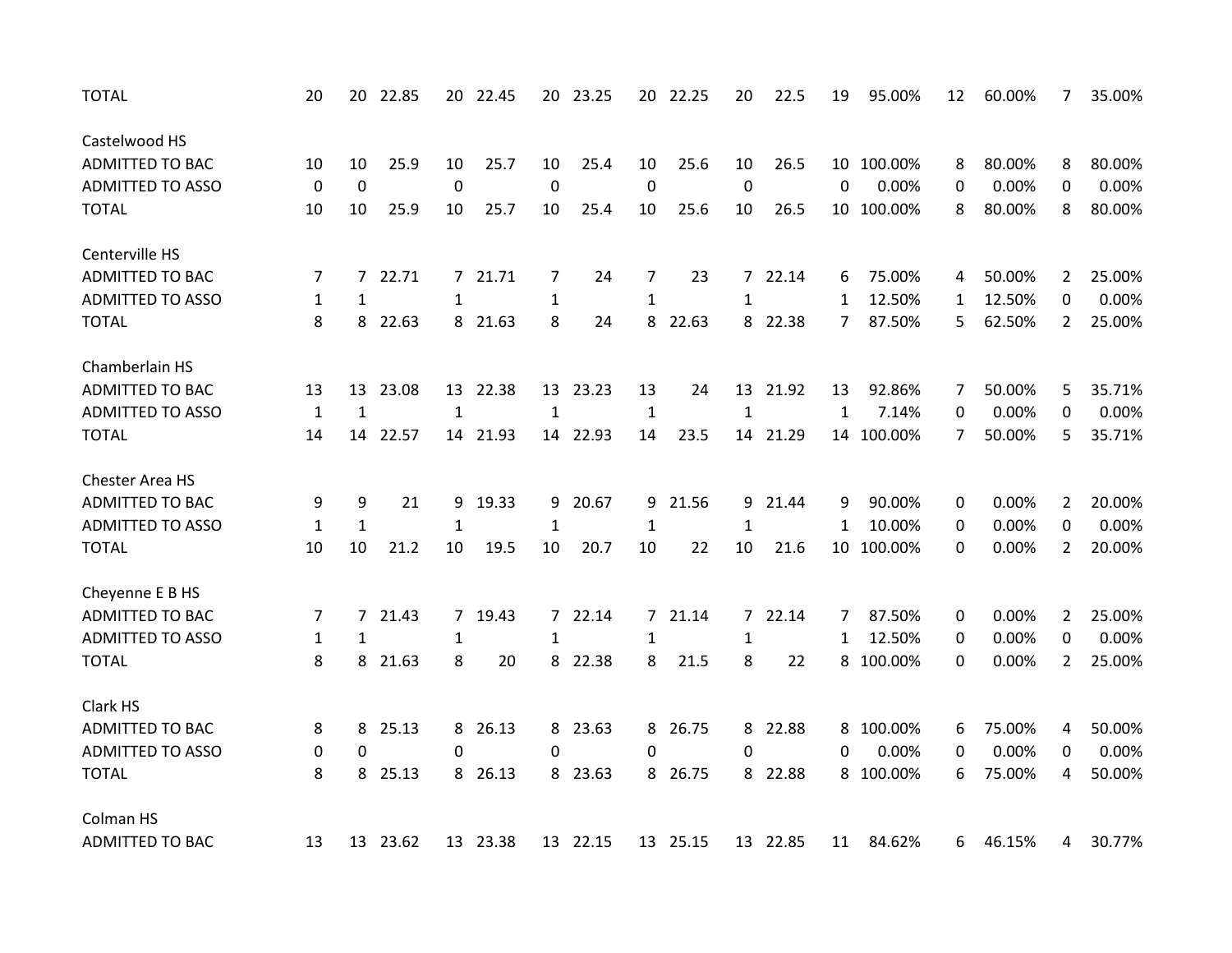| | | | | | | | | | | | | | | | | |
|---|---|---|---|---|---|---|---|---|---|---|---|---|---|---|---|---|
| TOTAL | 20 | 20 | 22.85 | 20 | 22.45 | 20 | 23.25 | 20 | 22.25 | 20 | 22.5 | 19 | 95.00% | 12 | 60.00% | 7 | 35.00% |
| | | | | | | | | | | | | | | | | | |
| Castelwood HS | | | | | | | | | | | | | | | | | |
| ADMITTED TO BAC | 10 | 10 | 25.9 | 10 | 25.7 | 10 | 25.4 | 10 | 25.6 | 10 | 26.5 | 10 | 100.00% | 8 | 80.00% | 8 | 80.00% |
| ADMITTED TO ASSO | 0 | 0 | | 0 | | 0 | | 0 | | 0 | | 0 | 0.00% | 0 | 0.00% | 0 | 0.00% |
| TOTAL | 10 | 10 | 25.9 | 10 | 25.7 | 10 | 25.4 | 10 | 25.6 | 10 | 26.5 | 10 | 100.00% | 8 | 80.00% | 8 | 80.00% |
| | | | | | | | | | | | | | | | | | |
| Centerville HS | | | | | | | | | | | | | | | | | |
| ADMITTED TO BAC | 7 | 7 | 22.71 | 7 | 21.71 | 7 | 24 | 7 | 23 | 7 | 22.14 | 6 | 75.00% | 4 | 50.00% | 2 | 25.00% |
| ADMITTED TO ASSO | 1 | 1 | | 1 | | 1 | | 1 | | 1 | | 1 | 12.50% | 1 | 12.50% | 0 | 0.00% |
| TOTAL | 8 | 8 | 22.63 | 8 | 21.63 | 8 | 24 | 8 | 22.63 | 8 | 22.38 | 7 | 87.50% | 5 | 62.50% | 2 | 25.00% |
| | | | | | | | | | | | | | | | | | |
| Chamberlain HS | | | | | | | | | | | | | | | | | |
| ADMITTED TO BAC | 13 | 13 | 23.08 | 13 | 22.38 | 13 | 23.23 | 13 | 24 | 13 | 21.92 | 13 | 92.86% | 7 | 50.00% | 5 | 35.71% |
| ADMITTED TO ASSO | 1 | 1 | | 1 | | 1 | | 1 | | 1 | | 1 | 7.14% | 0 | 0.00% | 0 | 0.00% |
| TOTAL | 14 | 14 | 22.57 | 14 | 21.93 | 14 | 22.93 | 14 | 23.5 | 14 | 21.29 | 14 | 100.00% | 7 | 50.00% | 5 | 35.71% |
| | | | | | | | | | | | | | | | | | |
| Chester Area HS | | | | | | | | | | | | | | | | | |
| ADMITTED TO BAC | 9 | 9 | 21 | 9 | 19.33 | 9 | 20.67 | 9 | 21.56 | 9 | 21.44 | 9 | 90.00% | 0 | 0.00% | 2 | 20.00% |
| ADMITTED TO ASSO | 1 | 1 | | 1 | | 1 | | 1 | | 1 | | 1 | 10.00% | 0 | 0.00% | 0 | 0.00% |
| TOTAL | 10 | 10 | 21.2 | 10 | 19.5 | 10 | 20.7 | 10 | 22 | 10 | 21.6 | 10 | 100.00% | 0 | 0.00% | 2 | 20.00% |
| | | | | | | | | | | | | | | | | | |
| Cheyenne E B HS | | | | | | | | | | | | | | | | | |
| ADMITTED TO BAC | 7 | 7 | 21.43 | 7 | 19.43 | 7 | 22.14 | 7 | 21.14 | 7 | 22.14 | 7 | 87.50% | 0 | 0.00% | 2 | 25.00% |
| ADMITTED TO ASSO | 1 | 1 | | 1 | | 1 | | 1 | | 1 | | 1 | 12.50% | 0 | 0.00% | 0 | 0.00% |
| TOTAL | 8 | 8 | 21.63 | 8 | 20 | 8 | 22.38 | 8 | 21.5 | 8 | 22 | 8 | 100.00% | 0 | 0.00% | 2 | 25.00% |
| | | | | | | | | | | | | | | | | | |
| Clark HS | | | | | | | | | | | | | | | | | |
| ADMITTED TO BAC | 8 | 8 | 25.13 | 8 | 26.13 | 8 | 23.63 | 8 | 26.75 | 8 | 22.88 | 8 | 100.00% | 6 | 75.00% | 4 | 50.00% |
| ADMITTED TO ASSO | 0 | 0 | | 0 | | 0 | | 0 | | 0 | | 0 | 0.00% | 0 | 0.00% | 0 | 0.00% |
| TOTAL | 8 | 8 | 25.13 | 8 | 26.13 | 8 | 23.63 | 8 | 26.75 | 8 | 22.88 | 8 | 100.00% | 6 | 75.00% | 4 | 50.00% |
| | | | | | | | | | | | | | | | | | |
| Colman HS | | | | | | | | | | | | | | | | | |
| ADMITTED TO BAC | 13 | 13 | 23.62 | 13 | 23.38 | 13 | 22.15 | 13 | 25.15 | 13 | 22.85 | 11 | 84.62% | 6 | 46.15% | 4 | 30.77% |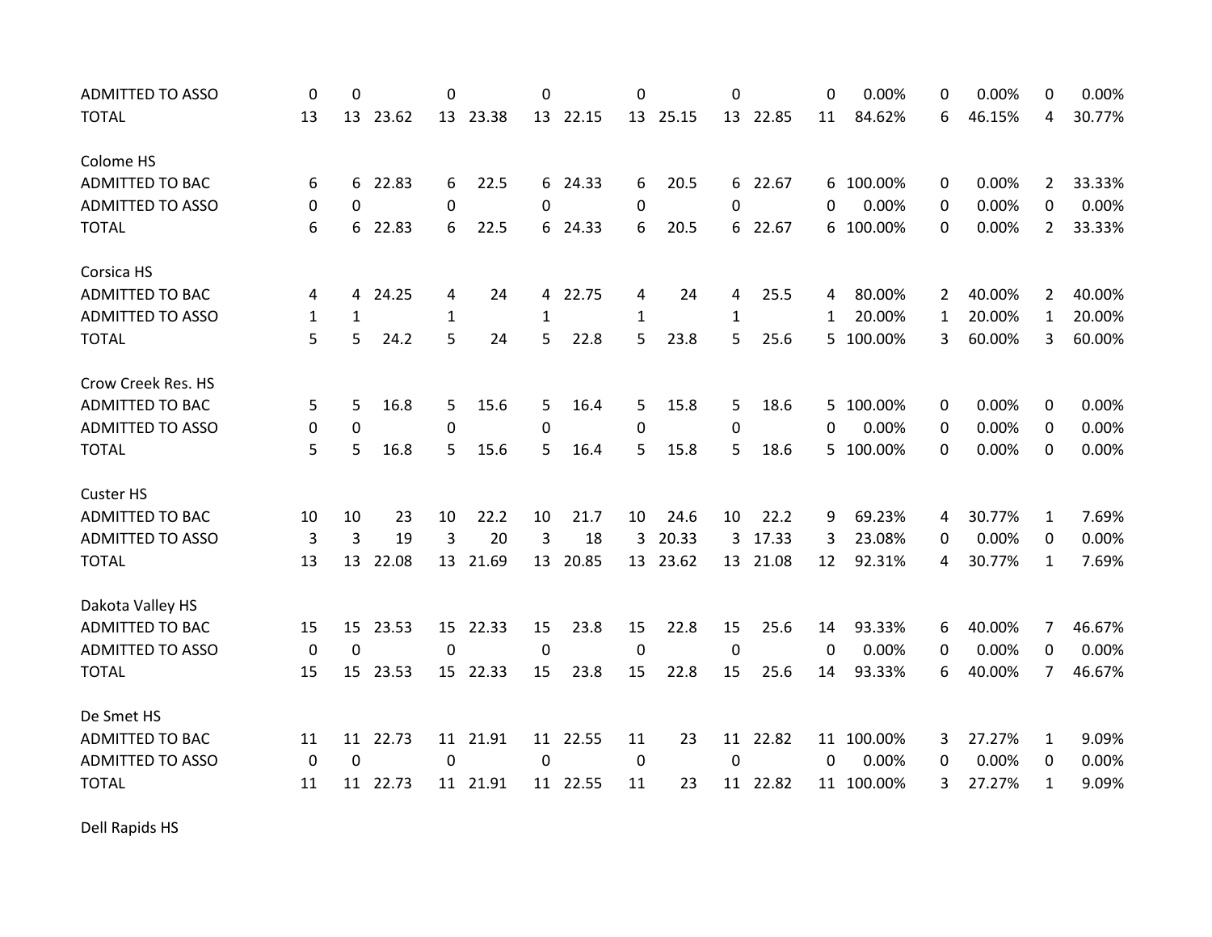| | | | | | | | | | | | | | | | | | |
|---|---|---|---|---|---|---|---|---|---|---|---|---|---|---|---|---|---|
| ADMITTED TO ASSO | 0 | 0 | | 0 | | 0 | | 0 | | 0 | | 0 | 0.00% | 0 | 0.00% | 0 | 0.00% |
| TOTAL | 13 | 13 | 23.62 | 13 | 23.38 | 13 | 22.15 | 13 | 25.15 | 13 | 22.85 | 11 | 84.62% | 6 | 46.15% | 4 | 30.77% |
| | | | | | | | | | | | | | | | | | |
| Colome HS | | | | | | | | | | | | | | | | | |
| ADMITTED TO BAC | 6 | 6 | 22.83 | 6 | 22.5 | 6 | 24.33 | 6 | 20.5 | 6 | 22.67 | 6 | 100.00% | 0 | 0.00% | 2 | 33.33% |
| ADMITTED TO ASSO | 0 | 0 | | 0 | | 0 | | 0 | | 0 | | 0 | 0.00% | 0 | 0.00% | 0 | 0.00% |
| TOTAL | 6 | 6 | 22.83 | 6 | 22.5 | 6 | 24.33 | 6 | 20.5 | 6 | 22.67 | 6 | 100.00% | 0 | 0.00% | 2 | 33.33% |
| | | | | | | | | | | | | | | | | | |
| Corsica HS | | | | | | | | | | | | | | | | | |
| ADMITTED TO BAC | 4 | 4 | 24.25 | 4 | 24 | 4 | 22.75 | 4 | 24 | 4 | 25.5 | 4 | 80.00% | 2 | 40.00% | 2 | 40.00% |
| ADMITTED TO ASSO | 1 | 1 | | 1 | | 1 | | 1 | | 1 | | 1 | 20.00% | 1 | 20.00% | 1 | 20.00% |
| TOTAL | 5 | 5 | 24.2 | 5 | 24 | 5 | 22.8 | 5 | 23.8 | 5 | 25.6 | 5 | 100.00% | 3 | 60.00% | 3 | 60.00% |
| | | | | | | | | | | | | | | | | | |
| Crow Creek Res. HS | | | | | | | | | | | | | | | | | |
| ADMITTED TO BAC | 5 | 5 | 16.8 | 5 | 15.6 | 5 | 16.4 | 5 | 15.8 | 5 | 18.6 | 5 | 100.00% | 0 | 0.00% | 0 | 0.00% |
| ADMITTED TO ASSO | 0 | 0 | | 0 | | 0 | | 0 | | 0 | | 0 | 0.00% | 0 | 0.00% | 0 | 0.00% |
| TOTAL | 5 | 5 | 16.8 | 5 | 15.6 | 5 | 16.4 | 5 | 15.8 | 5 | 18.6 | 5 | 100.00% | 0 | 0.00% | 0 | 0.00% |
| | | | | | | | | | | | | | | | | | |
| Custer HS | | | | | | | | | | | | | | | | | |
| ADMITTED TO BAC | 10 | 10 | 23 | 10 | 22.2 | 10 | 21.7 | 10 | 24.6 | 10 | 22.2 | 9 | 69.23% | 4 | 30.77% | 1 | 7.69% |
| ADMITTED TO ASSO | 3 | 3 | 19 | 3 | 20 | 3 | 18 | 3 | 20.33 | 3 | 17.33 | 3 | 23.08% | 0 | 0.00% | 0 | 0.00% |
| TOTAL | 13 | 13 | 22.08 | 13 | 21.69 | 13 | 20.85 | 13 | 23.62 | 13 | 21.08 | 12 | 92.31% | 4 | 30.77% | 1 | 7.69% |
| | | | | | | | | | | | | | | | | | |
| Dakota Valley HS | | | | | | | | | | | | | | | | | |
| ADMITTED TO BAC | 15 | 15 | 23.53 | 15 | 22.33 | 15 | 23.8 | 15 | 22.8 | 15 | 25.6 | 14 | 93.33% | 6 | 40.00% | 7 | 46.67% |
| ADMITTED TO ASSO | 0 | 0 | | 0 | | 0 | | 0 | | 0 | | 0 | 0.00% | 0 | 0.00% | 0 | 0.00% |
| TOTAL | 15 | 15 | 23.53 | 15 | 22.33 | 15 | 23.8 | 15 | 22.8 | 15 | 25.6 | 14 | 93.33% | 6 | 40.00% | 7 | 46.67% |
| | | | | | | | | | | | | | | | | | |
| De Smet HS | | | | | | | | | | | | | | | | | |
| ADMITTED TO BAC | 11 | 11 | 22.73 | 11 | 21.91 | 11 | 22.55 | 11 | 23 | 11 | 22.82 | 11 | 100.00% | 3 | 27.27% | 1 | 9.09% |
| ADMITTED TO ASSO | 0 | 0 | | 0 | | 0 | | 0 | | 0 | | 0 | 0.00% | 0 | 0.00% | 0 | 0.00% |
| TOTAL | 11 | 11 | 22.73 | 11 | 21.91 | 11 | 22.55 | 11 | 23 | 11 | 22.82 | 11 | 100.00% | 3 | 27.27% | 1 | 9.09% |
| | | | | | | | | | | | | | | | | | |
| Dell Rapids HS | | | | | | | | | | | | | | | | | |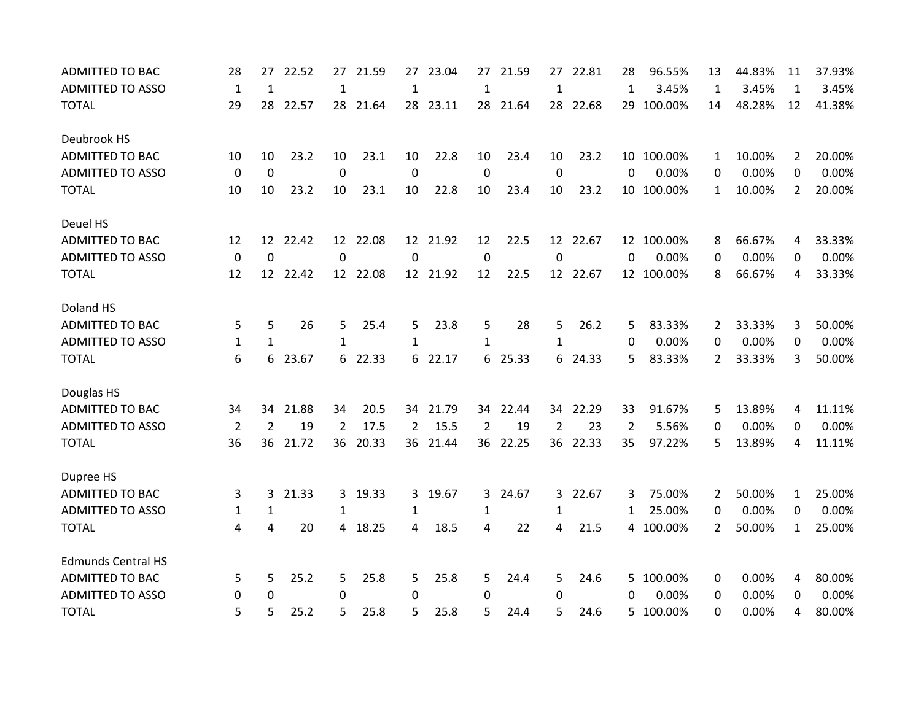| | | | | | | | | | | | | | | | | | |
|---|---|---|---|---|---|---|---|---|---|---|---|---|---|---|---|---|---|
| ADMITTED TO BAC | 28 | 27 | 22.52 | 27 | 21.59 | 27 | 23.04 | 27 | 21.59 | 27 | 22.81 | 28 | 96.55% | 13 | 44.83% | 11 | 37.93% |
| ADMITTED TO ASSO | 1 | 1 | | 1 | | 1 | | 1 | | 1 | | 1 | 3.45% | 1 | 3.45% | 1 | 3.45% |
| TOTAL | 29 | 28 | 22.57 | 28 | 21.64 | 28 | 23.11 | 28 | 21.64 | 28 | 22.68 | 29 | 100.00% | 14 | 48.28% | 12 | 41.38% |
| | | | | | | | | | | | | | | | | | |
| Deubrook HS | | | | | | | | | | | | | | | | | |
| ADMITTED TO BAC | 10 | 10 | 23.2 | 10 | 23.1 | 10 | 22.8 | 10 | 23.4 | 10 | 23.2 | 10 | 100.00% | 1 | 10.00% | 2 | 20.00% |
| ADMITTED TO ASSO | 0 | 0 | | 0 | | 0 | | 0 | | 0 | | 0 | 0.00% | 0 | 0.00% | 0 | 0.00% |
| TOTAL | 10 | 10 | 23.2 | 10 | 23.1 | 10 | 22.8 | 10 | 23.4 | 10 | 23.2 | 10 | 100.00% | 1 | 10.00% | 2 | 20.00% |
| | | | | | | | | | | | | | | | | | |
| Deuel HS | | | | | | | | | | | | | | | | | |
| ADMITTED TO BAC | 12 | 12 | 22.42 | 12 | 22.08 | 12 | 21.92 | 12 | 22.5 | 12 | 22.67 | 12 | 100.00% | 8 | 66.67% | 4 | 33.33% |
| ADMITTED TO ASSO | 0 | 0 | | 0 | | 0 | | 0 | | 0 | | 0 | 0.00% | 0 | 0.00% | 0 | 0.00% |
| TOTAL | 12 | 12 | 22.42 | 12 | 22.08 | 12 | 21.92 | 12 | 22.5 | 12 | 22.67 | 12 | 100.00% | 8 | 66.67% | 4 | 33.33% |
| | | | | | | | | | | | | | | | | | |
| Doland HS | | | | | | | | | | | | | | | | | |
| ADMITTED TO BAC | 5 | 5 | 26 | 5 | 25.4 | 5 | 23.8 | 5 | 28 | 5 | 26.2 | 5 | 83.33% | 2 | 33.33% | 3 | 50.00% |
| ADMITTED TO ASSO | 1 | 1 | | 1 | | 1 | | 1 | | 1 | | 0 | 0.00% | 0 | 0.00% | 0 | 0.00% |
| TOTAL | 6 | 6 | 23.67 | 6 | 22.33 | 6 | 22.17 | 6 | 25.33 | 6 | 24.33 | 5 | 83.33% | 2 | 33.33% | 3 | 50.00% |
| | | | | | | | | | | | | | | | | | |
| Douglas HS | | | | | | | | | | | | | | | | | |
| ADMITTED TO BAC | 34 | 34 | 21.88 | 34 | 20.5 | 34 | 21.79 | 34 | 22.44 | 34 | 22.29 | 33 | 91.67% | 5 | 13.89% | 4 | 11.11% |
| ADMITTED TO ASSO | 2 | 2 | 19 | 2 | 17.5 | 2 | 15.5 | 2 | 19 | 2 | 23 | 2 | 5.56% | 0 | 0.00% | 0 | 0.00% |
| TOTAL | 36 | 36 | 21.72 | 36 | 20.33 | 36 | 21.44 | 36 | 22.25 | 36 | 22.33 | 35 | 97.22% | 5 | 13.89% | 4 | 11.11% |
| | | | | | | | | | | | | | | | | | |
| Dupree HS | | | | | | | | | | | | | | | | | |
| ADMITTED TO BAC | 3 | 3 | 21.33 | 3 | 19.33 | 3 | 19.67 | 3 | 24.67 | 3 | 22.67 | 3 | 75.00% | 2 | 50.00% | 1 | 25.00% |
| ADMITTED TO ASSO | 1 | 1 | | 1 | | 1 | | 1 | | 1 | | 1 | 25.00% | 0 | 0.00% | 0 | 0.00% |
| TOTAL | 4 | 4 | 20 | 4 | 18.25 | 4 | 18.5 | 4 | 22 | 4 | 21.5 | 4 | 100.00% | 2 | 50.00% | 1 | 25.00% |
| | | | | | | | | | | | | | | | | | |
| Edmunds Central HS | | | | | | | | | | | | | | | | | |
| ADMITTED TO BAC | 5 | 5 | 25.2 | 5 | 25.8 | 5 | 25.8 | 5 | 24.4 | 5 | 24.6 | 5 | 100.00% | 0 | 0.00% | 4 | 80.00% |
| ADMITTED TO ASSO | 0 | 0 | | 0 | | 0 | | 0 | | 0 | | 0 | 0.00% | 0 | 0.00% | 0 | 0.00% |
| TOTAL | 5 | 5 | 25.2 | 5 | 25.8 | 5 | 25.8 | 5 | 24.4 | 5 | 24.6 | 5 | 100.00% | 0 | 0.00% | 4 | 80.00% |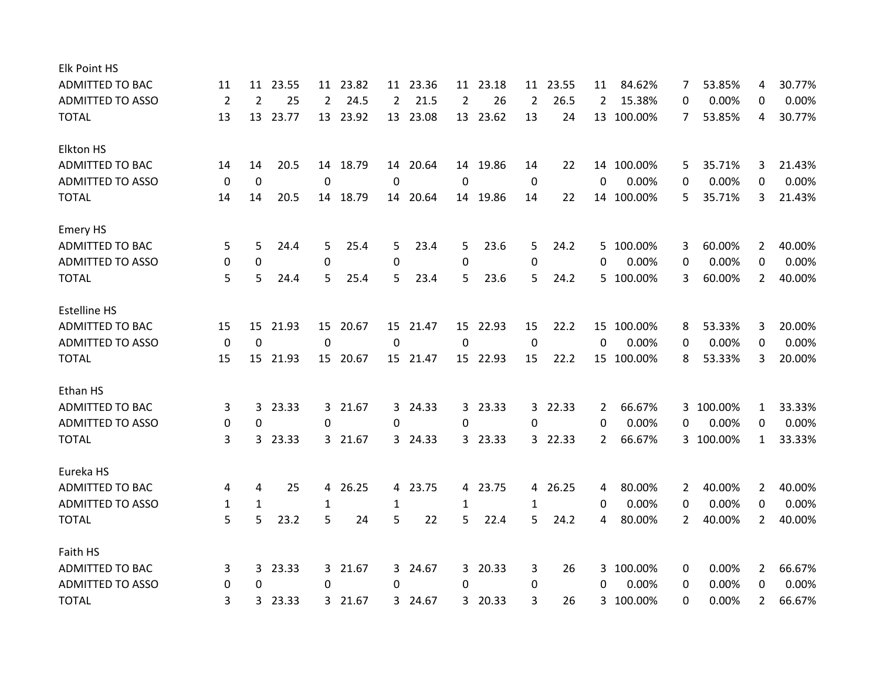| | | | | | | | | | | | | | | | | | |
|---|---|---|---|---|---|---|---|---|---|---|---|---|---|---|---|---|---|
| **Elk Point HS** | | | | | | | | | | | | | | | | | |
| ADMITTED TO BAC | 11 | 11 | 23.55 | 11 | 23.82 | 11 | 23.36 | 11 | 23.18 | 11 | 23.55 | 11 | 84.62% | 7 | 53.85% | 4 | 30.77% |
| ADMITTED TO ASSO | 2 | 2 | 25 | 2 | 24.5 | 2 | 21.5 | 2 | 26 | 2 | 26.5 | 2 | 15.38% | 0 | 0.00% | 0 | 0.00% |
| TOTAL | 13 | 13 | 23.77 | 13 | 23.92 | 13 | 23.08 | 13 | 23.62 | 13 | 24 | 13 | 100.00% | 7 | 53.85% | 4 | 30.77% |
| **Elkton HS** | | | | | | | | | | | | | | | | | |
| ADMITTED TO BAC | 14 | 14 | 20.5 | 14 | 18.79 | 14 | 20.64 | 14 | 19.86 | 14 | 22 | 14 | 100.00% | 5 | 35.71% | 3 | 21.43% |
| ADMITTED TO ASSO | 0 | 0 | | 0 | | 0 | | 0 | | 0 | | 0 | 0.00% | 0 | 0.00% | 0 | 0.00% |
| TOTAL | 14 | 14 | 20.5 | 14 | 18.79 | 14 | 20.64 | 14 | 19.86 | 14 | 22 | 14 | 100.00% | 5 | 35.71% | 3 | 21.43% |
| **Emery HS** | | | | | | | | | | | | | | | | | |
| ADMITTED TO BAC | 5 | 5 | 24.4 | 5 | 25.4 | 5 | 23.4 | 5 | 23.6 | 5 | 24.2 | 5 | 100.00% | 3 | 60.00% | 2 | 40.00% |
| ADMITTED TO ASSO | 0 | 0 | | 0 | | 0 | | 0 | | 0 | | 0 | 0.00% | 0 | 0.00% | 0 | 0.00% |
| TOTAL | 5 | 5 | 24.4 | 5 | 25.4 | 5 | 23.4 | 5 | 23.6 | 5 | 24.2 | 5 | 100.00% | 3 | 60.00% | 2 | 40.00% |
| **Estelline HS** | | | | | | | | | | | | | | | | | |
| ADMITTED TO BAC | 15 | 15 | 21.93 | 15 | 20.67 | 15 | 21.47 | 15 | 22.93 | 15 | 22.2 | 15 | 100.00% | 8 | 53.33% | 3 | 20.00% |
| ADMITTED TO ASSO | 0 | 0 | | 0 | | 0 | | 0 | | 0 | | 0 | 0.00% | 0 | 0.00% | 0 | 0.00% |
| TOTAL | 15 | 15 | 21.93 | 15 | 20.67 | 15 | 21.47 | 15 | 22.93 | 15 | 22.2 | 15 | 100.00% | 8 | 53.33% | 3 | 20.00% |
| **Ethan HS** | | | | | | | | | | | | | | | | | |
| ADMITTED TO BAC | 3 | 3 | 23.33 | 3 | 21.67 | 3 | 24.33 | 3 | 23.33 | 3 | 22.33 | 2 | 66.67% | 3 | 100.00% | 1 | 33.33% |
| ADMITTED TO ASSO | 0 | 0 | | 0 | | 0 | | 0 | | 0 | | 0 | 0.00% | 0 | 0.00% | 0 | 0.00% |
| TOTAL | 3 | 3 | 23.33 | 3 | 21.67 | 3 | 24.33 | 3 | 23.33 | 3 | 22.33 | 2 | 66.67% | 3 | 100.00% | 1 | 33.33% |
| **Eureka HS** | | | | | | | | | | | | | | | | | |
| ADMITTED TO BAC | 4 | 4 | 25 | 4 | 26.25 | 4 | 23.75 | 4 | 23.75 | 4 | 26.25 | 4 | 80.00% | 2 | 40.00% | 2 | 40.00% |
| ADMITTED TO ASSO | 1 | 1 | | 1 | | 1 | | 1 | | 1 | | 0 | 0.00% | 0 | 0.00% | 0 | 0.00% |
| TOTAL | 5 | 5 | 23.2 | 5 | 24 | 5 | 22 | 5 | 22.4 | 5 | 24.2 | 4 | 80.00% | 2 | 40.00% | 2 | 40.00% |
| **Faith HS** | | | | | | | | | | | | | | | | | |
| ADMITTED TO BAC | 3 | 3 | 23.33 | 3 | 21.67 | 3 | 24.67 | 3 | 20.33 | 3 | 26 | 3 | 100.00% | 0 | 0.00% | 2 | 66.67% |
| ADMITTED TO ASSO | 0 | 0 | | 0 | | 0 | | 0 | | 0 | | 0 | 0.00% | 0 | 0.00% | 0 | 0.00% |
| TOTAL | 3 | 3 | 23.33 | 3 | 21.67 | 3 | 24.67 | 3 | 20.33 | 3 | 26 | 3 | 100.00% | 0 | 0.00% | 2 | 66.67% |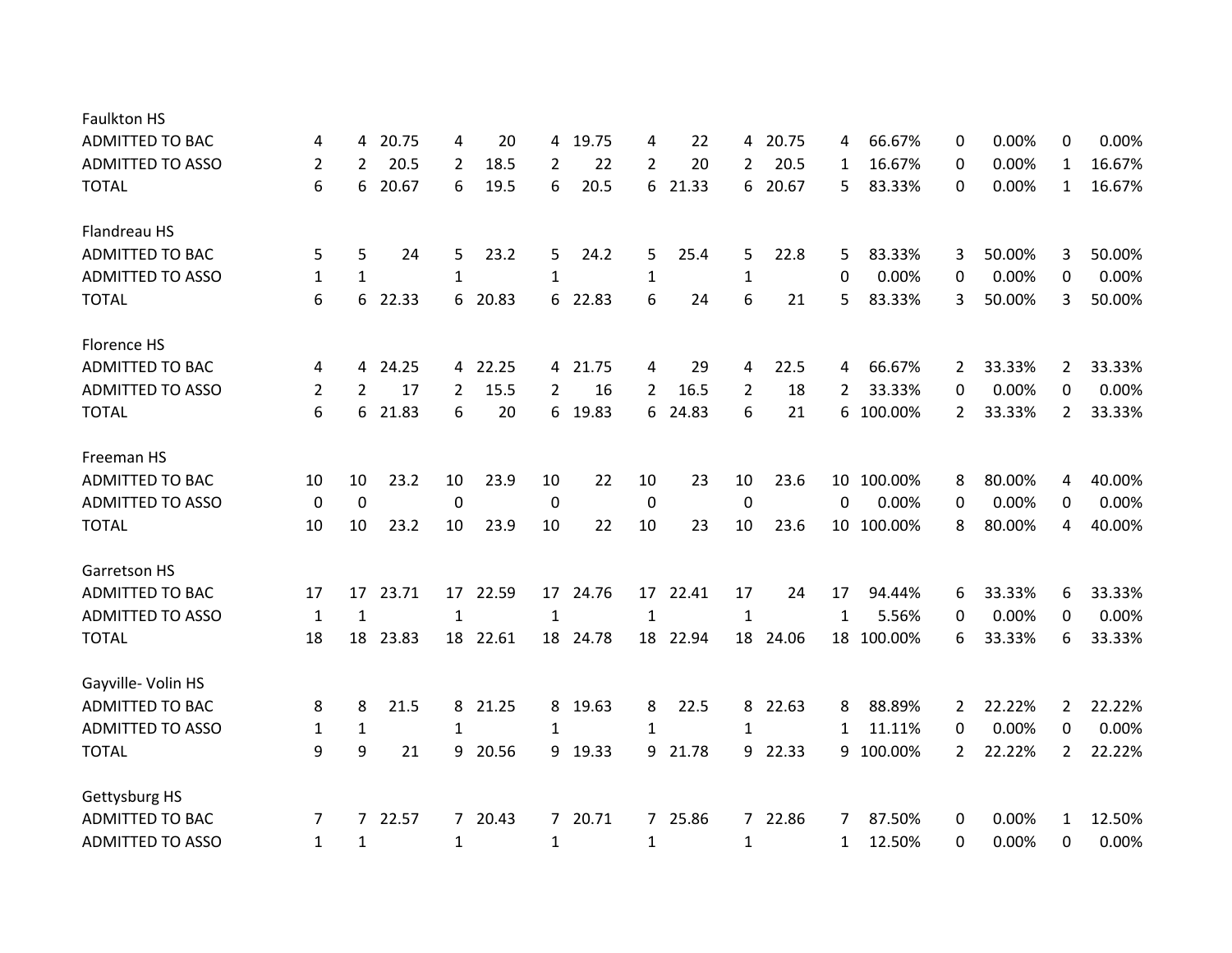| | | | | | | | | | | | | | | | | | |
|---|---|---|---|---|---|---|---|---|---|---|---|---|---|---|---|---|---|
| **Faulkton HS** | | | | | | | | | | | | | | | | | |
| ADMITTED TO BAC | 4 | 4 | 20.75 | 4 | 20 | 4 | 19.75 | 4 | 22 | 4 | 20.75 | 4 | 66.67% | 0 | 0.00% | 0 | 0.00% |
| ADMITTED TO ASSO | 2 | 2 | 20.5 | 2 | 18.5 | 2 | 22 | 2 | 20 | 2 | 20.5 | 1 | 16.67% | 0 | 0.00% | 1 | 16.67% |
| TOTAL | 6 | 6 | 20.67 | 6 | 19.5 | 6 | 20.5 | 6 | 21.33 | 6 | 20.67 | 5 | 83.33% | 0 | 0.00% | 1 | 16.67% |
| **Flandreau HS** | | | | | | | | | | | | | | | | | |
| ADMITTED TO BAC | 5 | 5 | 24 | 5 | 23.2 | 5 | 24.2 | 5 | 25.4 | 5 | 22.8 | 5 | 83.33% | 3 | 50.00% | 3 | 50.00% |
| ADMITTED TO ASSO | 1 | 1 | | 1 | | 1 | | 1 | | 1 | | 0 | 0.00% | 0 | 0.00% | 0 | 0.00% |
| TOTAL | 6 | 6 | 22.33 | 6 | 20.83 | 6 | 22.83 | 6 | 24 | 6 | 21 | 5 | 83.33% | 3 | 50.00% | 3 | 50.00% |
| **Florence HS** | | | | | | | | | | | | | | | | | |
| ADMITTED TO BAC | 4 | 4 | 24.25 | 4 | 22.25 | 4 | 21.75 | 4 | 29 | 4 | 22.5 | 4 | 66.67% | 2 | 33.33% | 2 | 33.33% |
| ADMITTED TO ASSO | 2 | 2 | 17 | 2 | 15.5 | 2 | 16 | 2 | 16.5 | 2 | 18 | 2 | 33.33% | 0 | 0.00% | 0 | 0.00% |
| TOTAL | 6 | 6 | 21.83 | 6 | 20 | 6 | 19.83 | 6 | 24.83 | 6 | 21 | 6 | 100.00% | 2 | 33.33% | 2 | 33.33% |
| **Freeman HS** | | | | | | | | | | | | | | | | | |
| ADMITTED TO BAC | 10 | 10 | 23.2 | 10 | 23.9 | 10 | 22 | 10 | 23 | 10 | 23.6 | 10 | 100.00% | 8 | 80.00% | 4 | 40.00% |
| ADMITTED TO ASSO | 0 | 0 | | 0 | | 0 | | 0 | | 0 | | 0 | 0.00% | 0 | 0.00% | 0 | 0.00% |
| TOTAL | 10 | 10 | 23.2 | 10 | 23.9 | 10 | 22 | 10 | 23 | 10 | 23.6 | 10 | 100.00% | 8 | 80.00% | 4 | 40.00% |
| **Garretson HS** | | | | | | | | | | | | | | | | | |
| ADMITTED TO BAC | 17 | 17 | 23.71 | 17 | 22.59 | 17 | 24.76 | 17 | 22.41 | 17 | 24 | 17 | 94.44% | 6 | 33.33% | 6 | 33.33% |
| ADMITTED TO ASSO | 1 | 1 | | 1 | | 1 | | 1 | | 1 | | 1 | 5.56% | 0 | 0.00% | 0 | 0.00% |
| TOTAL | 18 | 18 | 23.83 | 18 | 22.61 | 18 | 24.78 | 18 | 22.94 | 18 | 24.06 | 18 | 100.00% | 6 | 33.33% | 6 | 33.33% |
| **Gayville- Volin HS** | | | | | | | | | | | | | | | | | |
| ADMITTED TO BAC | 8 | 8 | 21.5 | 8 | 21.25 | 8 | 19.63 | 8 | 22.5 | 8 | 22.63 | 8 | 88.89% | 2 | 22.22% | 2 | 22.22% |
| ADMITTED TO ASSO | 1 | 1 | | 1 | | 1 | | 1 | | 1 | | 1 | 11.11% | 0 | 0.00% | 0 | 0.00% |
| TOTAL | 9 | 9 | 21 | 9 | 20.56 | 9 | 19.33 | 9 | 21.78 | 9 | 22.33 | 9 | 100.00% | 2 | 22.22% | 2 | 22.22% |
| **Gettysburg HS** | | | | | | | | | | | | | | | | | |
| ADMITTED TO BAC | 7 | 7 | 22.57 | 7 | 20.43 | 7 | 20.71 | 7 | 25.86 | 7 | 22.86 | 7 | 87.50% | 0 | 0.00% | 1 | 12.50% |
| ADMITTED TO ASSO | 1 | 1 | | 1 | | 1 | | 1 | | 1 | | 1 | 12.50% | 0 | 0.00% | 0 | 0.00% |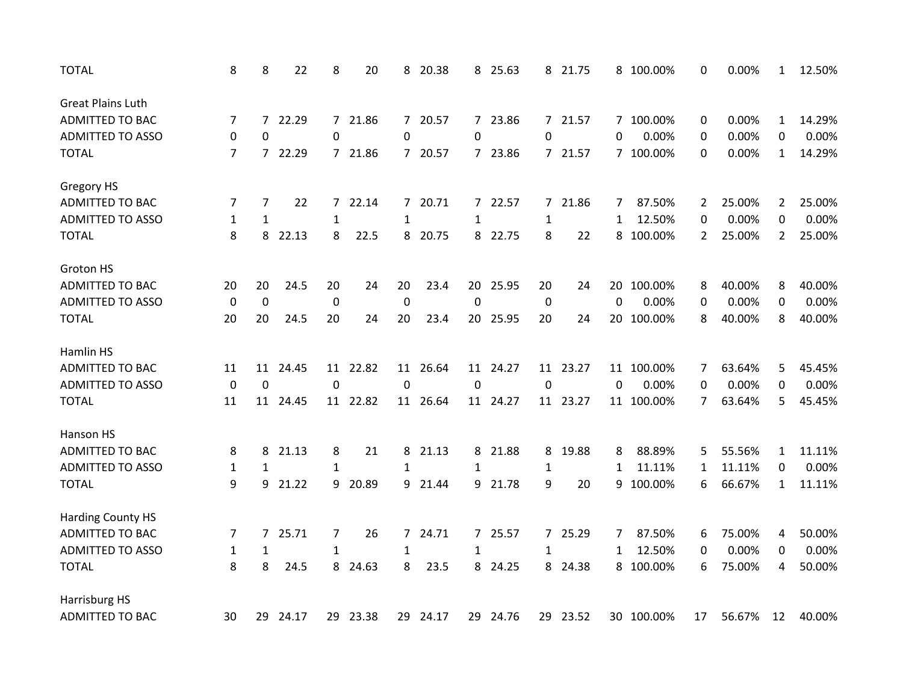| | | | | | | | | | | | | | | | | | |
|---|---|---|---|---|---|---|---|---|---|---|---|---|---|---|---|---|---|
| TOTAL | 8 | 8 | 22 | 8 | 20 | 8 | 20.38 | 8 | 25.63 | 8 | 21.75 | 8 | 100.00% | 0 | 0.00% | 1 | 12.50% |
| | | | | | | | | | | | | | | | | | |
| Great Plains Luth | | | | | | | | | | | | | | | | | |
| ADMITTED TO BAC | 7 | 7 | 22.29 | 7 | 21.86 | 7 | 20.57 | 7 | 23.86 | 7 | 21.57 | 7 | 100.00% | 0 | 0.00% | 1 | 14.29% |
| ADMITTED TO ASSO | 0 | 0 | | 0 | | 0 | | 0 | | 0 | | 0 | 0.00% | 0 | 0.00% | 0 | 0.00% |
| TOTAL | 7 | 7 | 22.29 | 7 | 21.86 | 7 | 20.57 | 7 | 23.86 | 7 | 21.57 | 7 | 100.00% | 0 | 0.00% | 1 | 14.29% |
| | | | | | | | | | | | | | | | | | |
| Gregory HS | | | | | | | | | | | | | | | | | |
| ADMITTED TO BAC | 7 | 7 | 22 | 7 | 22.14 | 7 | 20.71 | 7 | 22.57 | 7 | 21.86 | 7 | 87.50% | 2 | 25.00% | 2 | 25.00% |
| ADMITTED TO ASSO | 1 | 1 | | 1 | | 1 | | 1 | | 1 | | 1 | 12.50% | 0 | 0.00% | 0 | 0.00% |
| TOTAL | 8 | 8 | 22.13 | 8 | 22.5 | 8 | 20.75 | 8 | 22.75 | 8 | 22 | 8 | 100.00% | 2 | 25.00% | 2 | 25.00% |
| | | | | | | | | | | | | | | | | | |
| Groton HS | | | | | | | | | | | | | | | | | |
| ADMITTED TO BAC | 20 | 20 | 24.5 | 20 | 24 | 20 | 23.4 | 20 | 25.95 | 20 | 24 | 20 | 100.00% | 8 | 40.00% | 8 | 40.00% |
| ADMITTED TO ASSO | 0 | 0 | | 0 | | 0 | | 0 | | 0 | | 0 | 0.00% | 0 | 0.00% | 0 | 0.00% |
| TOTAL | 20 | 20 | 24.5 | 20 | 24 | 20 | 23.4 | 20 | 25.95 | 20 | 24 | 20 | 100.00% | 8 | 40.00% | 8 | 40.00% |
| | | | | | | | | | | | | | | | | | |
| Hamlin HS | | | | | | | | | | | | | | | | | |
| ADMITTED TO BAC | 11 | 11 | 24.45 | 11 | 22.82 | 11 | 26.64 | 11 | 24.27 | 11 | 23.27 | 11 | 100.00% | 7 | 63.64% | 5 | 45.45% |
| ADMITTED TO ASSO | 0 | 0 | | 0 | | 0 | | 0 | | 0 | | 0 | 0.00% | 0 | 0.00% | 0 | 0.00% |
| TOTAL | 11 | 11 | 24.45 | 11 | 22.82 | 11 | 26.64 | 11 | 24.27 | 11 | 23.27 | 11 | 100.00% | 7 | 63.64% | 5 | 45.45% |
| | | | | | | | | | | | | | | | | | |
| Hanson HS | | | | | | | | | | | | | | | | | |
| ADMITTED TO BAC | 8 | 8 | 21.13 | 8 | 21 | 8 | 21.13 | 8 | 21.88 | 8 | 19.88 | 8 | 88.89% | 5 | 55.56% | 1 | 11.11% |
| ADMITTED TO ASSO | 1 | 1 | | 1 | | 1 | | 1 | | 1 | | 1 | 11.11% | 1 | 11.11% | 0 | 0.00% |
| TOTAL | 9 | 9 | 21.22 | 9 | 20.89 | 9 | 21.44 | 9 | 21.78 | 9 | 20 | 9 | 100.00% | 6 | 66.67% | 1 | 11.11% |
| | | | | | | | | | | | | | | | | | |
| Harding County HS | | | | | | | | | | | | | | | | | |
| ADMITTED TO BAC | 7 | 7 | 25.71 | 7 | 26 | 7 | 24.71 | 7 | 25.57 | 7 | 25.29 | 7 | 87.50% | 6 | 75.00% | 4 | 50.00% |
| ADMITTED TO ASSO | 1 | 1 | | 1 | | 1 | | 1 | | 1 | | 1 | 12.50% | 0 | 0.00% | 0 | 0.00% |
| TOTAL | 8 | 8 | 24.5 | 8 | 24.63 | 8 | 23.5 | 8 | 24.25 | 8 | 24.38 | 8 | 100.00% | 6 | 75.00% | 4 | 50.00% |
| | | | | | | | | | | | | | | | | | |
| Harrisburg HS | | | | | | | | | | | | | | | | | |
| ADMITTED TO BAC | 30 | 29 | 24.17 | 29 | 23.38 | 29 | 24.17 | 29 | 24.76 | 29 | 23.52 | 30 | 100.00% | 17 | 56.67% | 12 | 40.00% |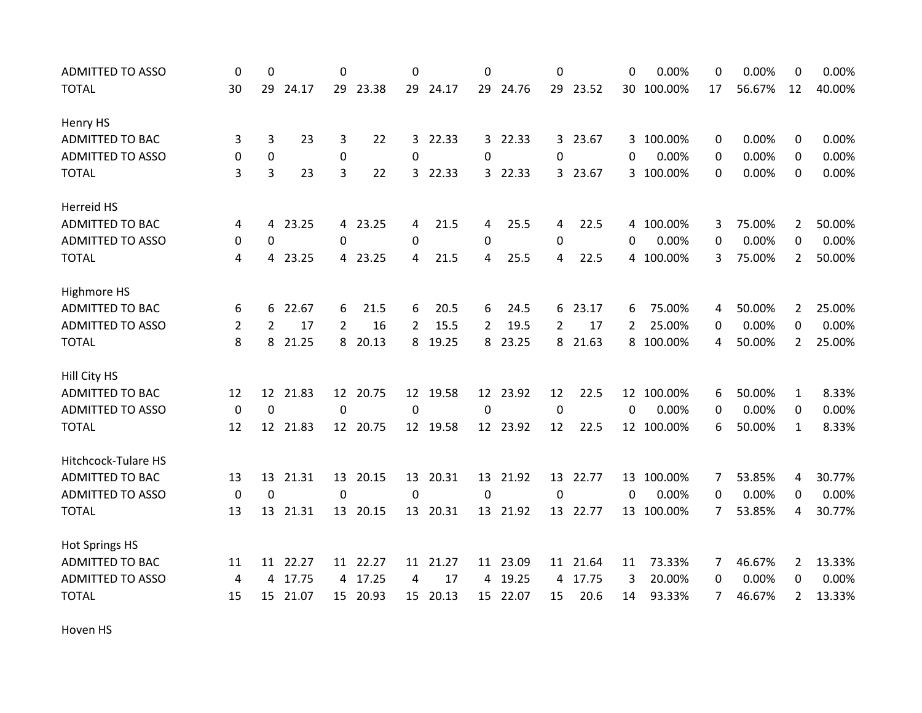| | | | | | | | | | | | | | | | | | |
|---|---|---|---|---|---|---|---|---|---|---|---|---|---|---|---|---|---|
| ADMITTED TO ASSO | 0 | 0 | | 0 | | 0 | | 0 | | 0 | | 0 | 0.00% | 0 | 0.00% | 0 | 0.00% |
| TOTAL | 30 | 29 | 24.17 | 29 | 23.38 | 29 | 24.17 | 29 | 24.76 | 29 | 23.52 | 30 | 100.00% | 17 | 56.67% | 12 | 40.00% |
| | | | | | | | | | | | | | | | | | |
| Henry HS | | | | | | | | | | | | | | | | | |
| ADMITTED TO BAC | 3 | 3 | 23 | 3 | 22 | 3 | 22.33 | 3 | 22.33 | 3 | 23.67 | 3 | 100.00% | 0 | 0.00% | 0 | 0.00% |
| ADMITTED TO ASSO | 0 | 0 | | 0 | | 0 | | 0 | | 0 | | 0 | 0.00% | 0 | 0.00% | 0 | 0.00% |
| TOTAL | 3 | 3 | 23 | 3 | 22 | 3 | 22.33 | 3 | 22.33 | 3 | 23.67 | 3 | 100.00% | 0 | 0.00% | 0 | 0.00% |
| | | | | | | | | | | | | | | | | | |
| Herreid HS | | | | | | | | | | | | | | | | | |
| ADMITTED TO BAC | 4 | 4 | 23.25 | 4 | 23.25 | 4 | 21.5 | 4 | 25.5 | 4 | 22.5 | 4 | 100.00% | 3 | 75.00% | 2 | 50.00% |
| ADMITTED TO ASSO | 0 | 0 | | 0 | | 0 | | 0 | | 0 | | 0 | 0.00% | 0 | 0.00% | 0 | 0.00% |
| TOTAL | 4 | 4 | 23.25 | 4 | 23.25 | 4 | 21.5 | 4 | 25.5 | 4 | 22.5 | 4 | 100.00% | 3 | 75.00% | 2 | 50.00% |
| | | | | | | | | | | | | | | | | | |
| Highmore HS | | | | | | | | | | | | | | | | | |
| ADMITTED TO BAC | 6 | 6 | 22.67 | 6 | 21.5 | 6 | 20.5 | 6 | 24.5 | 6 | 23.17 | 6 | 75.00% | 4 | 50.00% | 2 | 25.00% |
| ADMITTED TO ASSO | 2 | 2 | 17 | 2 | 16 | 2 | 15.5 | 2 | 19.5 | 2 | 17 | 2 | 25.00% | 0 | 0.00% | 0 | 0.00% |
| TOTAL | 8 | 8 | 21.25 | 8 | 20.13 | 8 | 19.25 | 8 | 23.25 | 8 | 21.63 | 8 | 100.00% | 4 | 50.00% | 2 | 25.00% |
| | | | | | | | | | | | | | | | | | |
| Hill City HS | | | | | | | | | | | | | | | | | |
| ADMITTED TO BAC | 12 | 12 | 21.83 | 12 | 20.75 | 12 | 19.58 | 12 | 23.92 | 12 | 22.5 | 12 | 100.00% | 6 | 50.00% | 1 | 8.33% |
| ADMITTED TO ASSO | 0 | 0 | | 0 | | 0 | | 0 | | 0 | | 0 | 0.00% | 0 | 0.00% | 0 | 0.00% |
| TOTAL | 12 | 12 | 21.83 | 12 | 20.75 | 12 | 19.58 | 12 | 23.92 | 12 | 22.5 | 12 | 100.00% | 6 | 50.00% | 1 | 8.33% |
| | | | | | | | | | | | | | | | | | |
| Hitchcock-Tulare HS | | | | | | | | | | | | | | | | | |
| ADMITTED TO BAC | 13 | 13 | 21.31 | 13 | 20.15 | 13 | 20.31 | 13 | 21.92 | 13 | 22.77 | 13 | 100.00% | 7 | 53.85% | 4 | 30.77% |
| ADMITTED TO ASSO | 0 | 0 | | 0 | | 0 | | 0 | | 0 | | 0 | 0.00% | 0 | 0.00% | 0 | 0.00% |
| TOTAL | 13 | 13 | 21.31 | 13 | 20.15 | 13 | 20.31 | 13 | 21.92 | 13 | 22.77 | 13 | 100.00% | 7 | 53.85% | 4 | 30.77% |
| | | | | | | | | | | | | | | | | | |
| Hot Springs HS | | | | | | | | | | | | | | | | | |
| ADMITTED TO BAC | 11 | 11 | 22.27 | 11 | 22.27 | 11 | 21.27 | 11 | 23.09 | 11 | 21.64 | 11 | 73.33% | 7 | 46.67% | 2 | 13.33% |
| ADMITTED TO ASSO | 4 | 4 | 17.75 | 4 | 17.25 | 4 | 17 | 4 | 19.25 | 4 | 17.75 | 3 | 20.00% | 0 | 0.00% | 0 | 0.00% |
| TOTAL | 15 | 15 | 21.07 | 15 | 20.93 | 15 | 20.13 | 15 | 22.07 | 15 | 20.6 | 14 | 93.33% | 7 | 46.67% | 2 | 13.33% |
| | | | | | | | | | | | | | | | | | |
| Hoven HS | | | | | | | | | | | | | | | | | |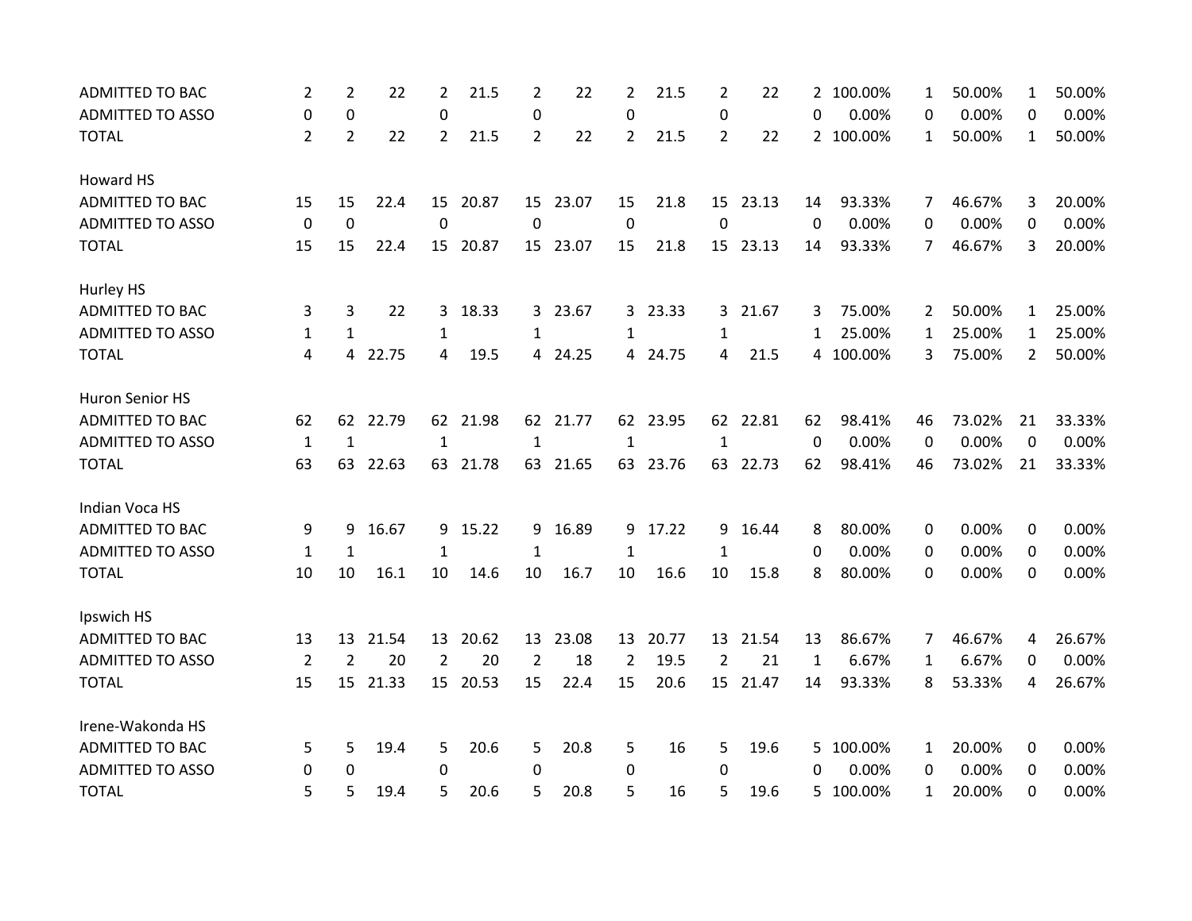| | | | | | | | | | | | | | | | | | |
|---|---|---|---|---|---|---|---|---|---|---|---|---|---|---|---|---|---|
| ADMITTED TO BAC | 2 | 2 | 22 | 2 | 21.5 | 2 | 22 | 2 | 21.5 | 2 | 22 | 2 | 100.00% | 1 | 50.00% | 1 | 50.00% |
| ADMITTED TO ASSO | 0 | 0 | | 0 | | 0 | | 0 | | 0 | | 0 | 0.00% | 0 | 0.00% | 0 | 0.00% |
| TOTAL | 2 | 2 | 22 | 2 | 21.5 | 2 | 22 | 2 | 21.5 | 2 | 22 | 2 | 100.00% | 1 | 50.00% | 1 | 50.00% |
| | | | | | | | | | | | | | | | | | |
| Howard HS | | | | | | | | | | | | | | | | | |
| ADMITTED TO BAC | 15 | 15 | 22.4 | 15 | 20.87 | 15 | 23.07 | 15 | 21.8 | 15 | 23.13 | 14 | 93.33% | 7 | 46.67% | 3 | 20.00% |
| ADMITTED TO ASSO | 0 | 0 | | 0 | | 0 | | 0 | | 0 | | 0 | 0.00% | 0 | 0.00% | 0 | 0.00% |
| TOTAL | 15 | 15 | 22.4 | 15 | 20.87 | 15 | 23.07 | 15 | 21.8 | 15 | 23.13 | 14 | 93.33% | 7 | 46.67% | 3 | 20.00% |
| | | | | | | | | | | | | | | | | | |
| Hurley HS | | | | | | | | | | | | | | | | | |
| ADMITTED TO BAC | 3 | 3 | 22 | 3 | 18.33 | 3 | 23.67 | 3 | 23.33 | 3 | 21.67 | 3 | 75.00% | 2 | 50.00% | 1 | 25.00% |
| ADMITTED TO ASSO | 1 | 1 | | 1 | | 1 | | 1 | | 1 | | 1 | 25.00% | 1 | 25.00% | 1 | 25.00% |
| TOTAL | 4 | 4 | 22.75 | 4 | 19.5 | 4 | 24.25 | 4 | 24.75 | 4 | 21.5 | 4 | 100.00% | 3 | 75.00% | 2 | 50.00% |
| | | | | | | | | | | | | | | | | | |
| Huron Senior HS | | | | | | | | | | | | | | | | | |
| ADMITTED TO BAC | 62 | 62 | 22.79 | 62 | 21.98 | 62 | 21.77 | 62 | 23.95 | 62 | 22.81 | 62 | 98.41% | 46 | 73.02% | 21 | 33.33% |
| ADMITTED TO ASSO | 1 | 1 | | 1 | | 1 | | 1 | | 1 | | 0 | 0.00% | 0 | 0.00% | 0 | 0.00% |
| TOTAL | 63 | 63 | 22.63 | 63 | 21.78 | 63 | 21.65 | 63 | 23.76 | 63 | 22.73 | 62 | 98.41% | 46 | 73.02% | 21 | 33.33% |
| | | | | | | | | | | | | | | | | | |
| Indian Voca HS | | | | | | | | | | | | | | | | | |
| ADMITTED TO BAC | 9 | 9 | 16.67 | 9 | 15.22 | 9 | 16.89 | 9 | 17.22 | 9 | 16.44 | 8 | 80.00% | 0 | 0.00% | 0 | 0.00% |
| ADMITTED TO ASSO | 1 | 1 | | 1 | | 1 | | 1 | | 1 | | 0 | 0.00% | 0 | 0.00% | 0 | 0.00% |
| TOTAL | 10 | 10 | 16.1 | 10 | 14.6 | 10 | 16.7 | 10 | 16.6 | 10 | 15.8 | 8 | 80.00% | 0 | 0.00% | 0 | 0.00% |
| | | | | | | | | | | | | | | | | | |
| Ipswich HS | | | | | | | | | | | | | | | | | |
| ADMITTED TO BAC | 13 | 13 | 21.54 | 13 | 20.62 | 13 | 23.08 | 13 | 20.77 | 13 | 21.54 | 13 | 86.67% | 7 | 46.67% | 4 | 26.67% |
| ADMITTED TO ASSO | 2 | 2 | 20 | 2 | 20 | 2 | 18 | 2 | 19.5 | 2 | 21 | 1 | 6.67% | 1 | 6.67% | 0 | 0.00% |
| TOTAL | 15 | 15 | 21.33 | 15 | 20.53 | 15 | 22.4 | 15 | 20.6 | 15 | 21.47 | 14 | 93.33% | 8 | 53.33% | 4 | 26.67% |
| | | | | | | | | | | | | | | | | | |
| Irene-Wakonda HS | | | | | | | | | | | | | | | | | |
| ADMITTED TO BAC | 5 | 5 | 19.4 | 5 | 20.6 | 5 | 20.8 | 5 | 16 | 5 | 19.6 | 5 | 100.00% | 1 | 20.00% | 0 | 0.00% |
| ADMITTED TO ASSO | 0 | 0 | | 0 | | 0 | | 0 | | 0 | | 0 | 0.00% | 0 | 0.00% | 0 | 0.00% |
| TOTAL | 5 | 5 | 19.4 | 5 | 20.6 | 5 | 20.8 | 5 | 16 | 5 | 19.6 | 5 | 100.00% | 1 | 20.00% | 0 | 0.00% |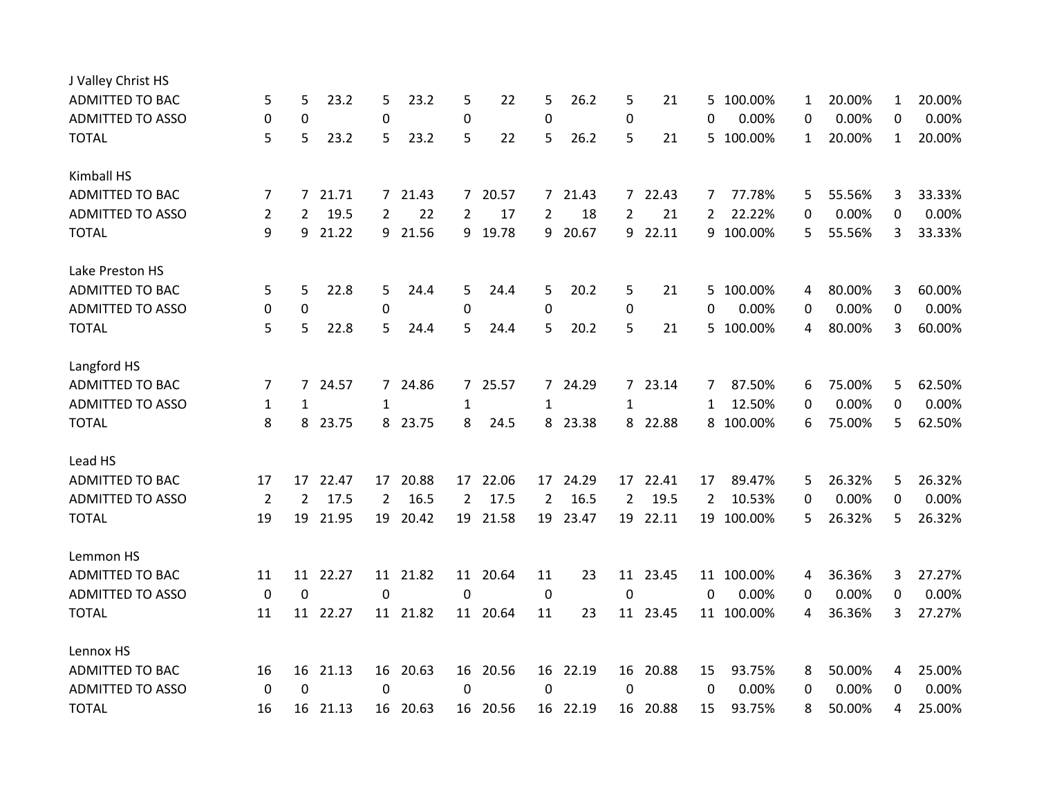| | | | | | | | | | | | | | | | | | |
|---|---|---|---|---|---|---|---|---|---|---|---|---|---|---|---|---|---|
| **J Valley Christ HS** | | | | | | | | | | | | | | | | | |
| ADMITTED TO BAC | 5 | 5 | 23.2 | 5 | 23.2 | 5 | 22 | 5 | 26.2 | 5 | 21 | 5 | 100.00% | 1 | 20.00% | 1 | 20.00% |
| ADMITTED TO ASSO | 0 | 0 | | 0 | | 0 | | 0 | | 0 | | 0 | 0.00% | 0 | 0.00% | 0 | 0.00% |
| TOTAL | 5 | 5 | 23.2 | 5 | 23.2 | 5 | 22 | 5 | 26.2 | 5 | 21 | 5 | 100.00% | 1 | 20.00% | 1 | 20.00% |
| **Kimball HS** | | | | | | | | | | | | | | | | | |
| ADMITTED TO BAC | 7 | 7 | 21.71 | 7 | 21.43 | 7 | 20.57 | 7 | 21.43 | 7 | 22.43 | 7 | 77.78% | 5 | 55.56% | 3 | 33.33% |
| ADMITTED TO ASSO | 2 | 2 | 19.5 | 2 | 22 | 2 | 17 | 2 | 18 | 2 | 21 | 2 | 22.22% | 0 | 0.00% | 0 | 0.00% |
| TOTAL | 9 | 9 | 21.22 | 9 | 21.56 | 9 | 19.78 | 9 | 20.67 | 9 | 22.11 | 9 | 100.00% | 5 | 55.56% | 3 | 33.33% |
| **Lake Preston HS** | | | | | | | | | | | | | | | | | |
| ADMITTED TO BAC | 5 | 5 | 22.8 | 5 | 24.4 | 5 | 24.4 | 5 | 20.2 | 5 | 21 | 5 | 100.00% | 4 | 80.00% | 3 | 60.00% |
| ADMITTED TO ASSO | 0 | 0 | | 0 | | 0 | | 0 | | 0 | | 0 | 0.00% | 0 | 0.00% | 0 | 0.00% |
| TOTAL | 5 | 5 | 22.8 | 5 | 24.4 | 5 | 24.4 | 5 | 20.2 | 5 | 21 | 5 | 100.00% | 4 | 80.00% | 3 | 60.00% |
| **Langford HS** | | | | | | | | | | | | | | | | | |
| ADMITTED TO BAC | 7 | 7 | 24.57 | 7 | 24.86 | 7 | 25.57 | 7 | 24.29 | 7 | 23.14 | 7 | 87.50% | 6 | 75.00% | 5 | 62.50% |
| ADMITTED TO ASSO | 1 | 1 | | 1 | | 1 | | 1 | | 1 | | 1 | 12.50% | 0 | 0.00% | 0 | 0.00% |
| TOTAL | 8 | 8 | 23.75 | 8 | 23.75 | 8 | 24.5 | 8 | 23.38 | 8 | 22.88 | 8 | 100.00% | 6 | 75.00% | 5 | 62.50% |
| **Lead HS** | | | | | | | | | | | | | | | | | |
| ADMITTED TO BAC | 17 | 17 | 22.47 | 17 | 20.88 | 17 | 22.06 | 17 | 24.29 | 17 | 22.41 | 17 | 89.47% | 5 | 26.32% | 5 | 26.32% |
| ADMITTED TO ASSO | 2 | 2 | 17.5 | 2 | 16.5 | 2 | 17.5 | 2 | 16.5 | 2 | 19.5 | 2 | 10.53% | 0 | 0.00% | 0 | 0.00% |
| TOTAL | 19 | 19 | 21.95 | 19 | 20.42 | 19 | 21.58 | 19 | 23.47 | 19 | 22.11 | 19 | 100.00% | 5 | 26.32% | 5 | 26.32% |
| **Lemmon HS** | | | | | | | | | | | | | | | | | |
| ADMITTED TO BAC | 11 | 11 | 22.27 | 11 | 21.82 | 11 | 20.64 | 11 | 23 | 11 | 23.45 | 11 | 100.00% | 4 | 36.36% | 3 | 27.27% |
| ADMITTED TO ASSO | 0 | 0 | | 0 | | 0 | | 0 | | 0 | | 0 | 0.00% | 0 | 0.00% | 0 | 0.00% |
| TOTAL | 11 | 11 | 22.27 | 11 | 21.82 | 11 | 20.64 | 11 | 23 | 11 | 23.45 | 11 | 100.00% | 4 | 36.36% | 3 | 27.27% |
| **Lennox HS** | | | | | | | | | | | | | | | | | |
| ADMITTED TO BAC | 16 | 16 | 21.13 | 16 | 20.63 | 16 | 20.56 | 16 | 22.19 | 16 | 20.88 | 15 | 93.75% | 8 | 50.00% | 4 | 25.00% |
| ADMITTED TO ASSO | 0 | 0 | | 0 | | 0 | | 0 | | 0 | | 0 | 0.00% | 0 | 0.00% | 0 | 0.00% |
| TOTAL | 16 | 16 | 21.13 | 16 | 20.63 | 16 | 20.56 | 16 | 22.19 | 16 | 20.88 | 15 | 93.75% | 8 | 50.00% | 4 | 25.00% |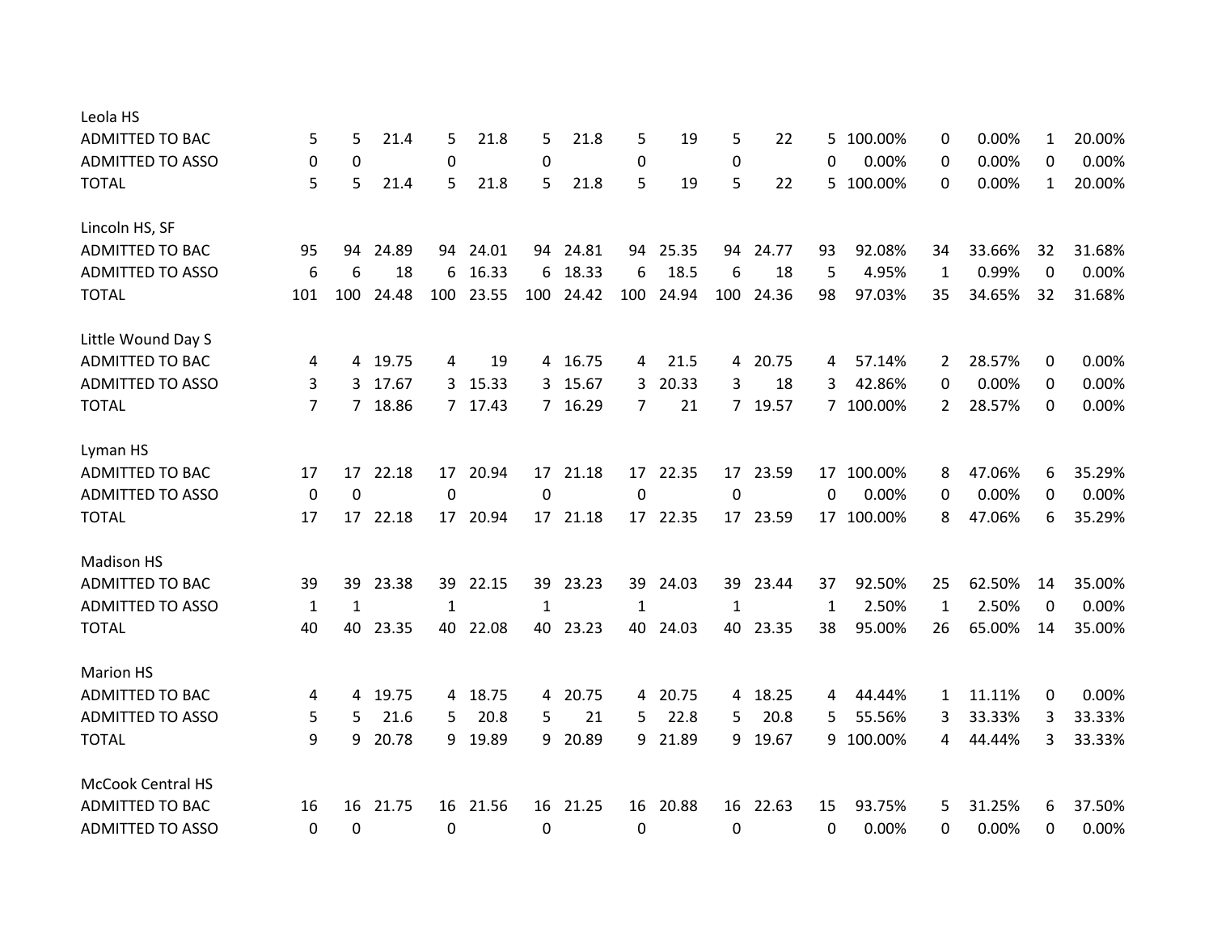| | | | | | | | | | | | | | | | | | |
|---|---|---|---|---|---|---|---|---|---|---|---|---|---|---|---|---|---|
| **Leola HS** | | | | | | | | | | | | | | | | | |
| ADMITTED TO BAC | 5 | 5 | 21.4 | 5 | 21.8 | 5 | 21.8 | 5 | 19 | 5 | 22 | 5 | 100.00% | 0 | 0.00% | 1 | 20.00% |
| ADMITTED TO ASSO | 0 | 0 | | 0 | | 0 | | 0 | | 0 | | 0 | 0.00% | 0 | 0.00% | 0 | 0.00% |
| TOTAL | 5 | 5 | 21.4 | 5 | 21.8 | 5 | 21.8 | 5 | 19 | 5 | 22 | 5 | 100.00% | 0 | 0.00% | 1 | 20.00% |
| **Lincoln HS, SF** | | | | | | | | | | | | | | | | | |
| ADMITTED TO BAC | 95 | 94 | 24.89 | 94 | 24.01 | 94 | 24.81 | 94 | 25.35 | 94 | 24.77 | 93 | 92.08% | 34 | 33.66% | 32 | 31.68% |
| ADMITTED TO ASSO | 6 | 6 | 18 | 6 | 16.33 | 6 | 18.33 | 6 | 18.5 | 6 | 18 | 5 | 4.95% | 1 | 0.99% | 0 | 0.00% |
| TOTAL | 101 | 100 | 24.48 | 100 | 23.55 | 100 | 24.42 | 100 | 24.94 | 100 | 24.36 | 98 | 97.03% | 35 | 34.65% | 32 | 31.68% |
| **Little Wound Day S** | | | | | | | | | | | | | | | | | |
| ADMITTED TO BAC | 4 | 4 | 19.75 | 4 | 19 | 4 | 16.75 | 4 | 21.5 | 4 | 20.75 | 4 | 57.14% | 2 | 28.57% | 0 | 0.00% |
| ADMITTED TO ASSO | 3 | 3 | 17.67 | 3 | 15.33 | 3 | 15.67 | 3 | 20.33 | 3 | 18 | 3 | 42.86% | 0 | 0.00% | 0 | 0.00% |
| TOTAL | 7 | 7 | 18.86 | 7 | 17.43 | 7 | 16.29 | 7 | 21 | 7 | 19.57 | 7 | 100.00% | 2 | 28.57% | 0 | 0.00% |
| **Lyman HS** | | | | | | | | | | | | | | | | | |
| ADMITTED TO BAC | 17 | 17 | 22.18 | 17 | 20.94 | 17 | 21.18 | 17 | 22.35 | 17 | 23.59 | 17 | 100.00% | 8 | 47.06% | 6 | 35.29% |
| ADMITTED TO ASSO | 0 | 0 | | 0 | | 0 | | 0 | | 0 | | 0 | 0.00% | 0 | 0.00% | 0 | 0.00% |
| TOTAL | 17 | 17 | 22.18 | 17 | 20.94 | 17 | 21.18 | 17 | 22.35 | 17 | 23.59 | 17 | 100.00% | 8 | 47.06% | 6 | 35.29% |
| **Madison HS** | | | | | | | | | | | | | | | | | |
| ADMITTED TO BAC | 39 | 39 | 23.38 | 39 | 22.15 | 39 | 23.23 | 39 | 24.03 | 39 | 23.44 | 37 | 92.50% | 25 | 62.50% | 14 | 35.00% |
| ADMITTED TO ASSO | 1 | 1 | | 1 | | 1 | | 1 | | 1 | | 1 | 2.50% | 1 | 2.50% | 0 | 0.00% |
| TOTAL | 40 | 40 | 23.35 | 40 | 22.08 | 40 | 23.23 | 40 | 24.03 | 40 | 23.35 | 38 | 95.00% | 26 | 65.00% | 14 | 35.00% |
| **Marion HS** | | | | | | | | | | | | | | | | | |
| ADMITTED TO BAC | 4 | 4 | 19.75 | 4 | 18.75 | 4 | 20.75 | 4 | 20.75 | 4 | 18.25 | 4 | 44.44% | 1 | 11.11% | 0 | 0.00% |
| ADMITTED TO ASSO | 5 | 5 | 21.6 | 5 | 20.8 | 5 | 21 | 5 | 22.8 | 5 | 20.8 | 5 | 55.56% | 3 | 33.33% | 3 | 33.33% |
| TOTAL | 9 | 9 | 20.78 | 9 | 19.89 | 9 | 20.89 | 9 | 21.89 | 9 | 19.67 | 9 | 100.00% | 4 | 44.44% | 3 | 33.33% |
| **McCook Central HS** | | | | | | | | | | | | | | | | | |
| ADMITTED TO BAC | 16 | 16 | 21.75 | 16 | 21.56 | 16 | 21.25 | 16 | 20.88 | 16 | 22.63 | 15 | 93.75% | 5 | 31.25% | 6 | 37.50% |
| ADMITTED TO ASSO | 0 | 0 | | 0 | | 0 | | 0 | | 0 | | 0 | 0.00% | 0 | 0.00% | 0 | 0.00% |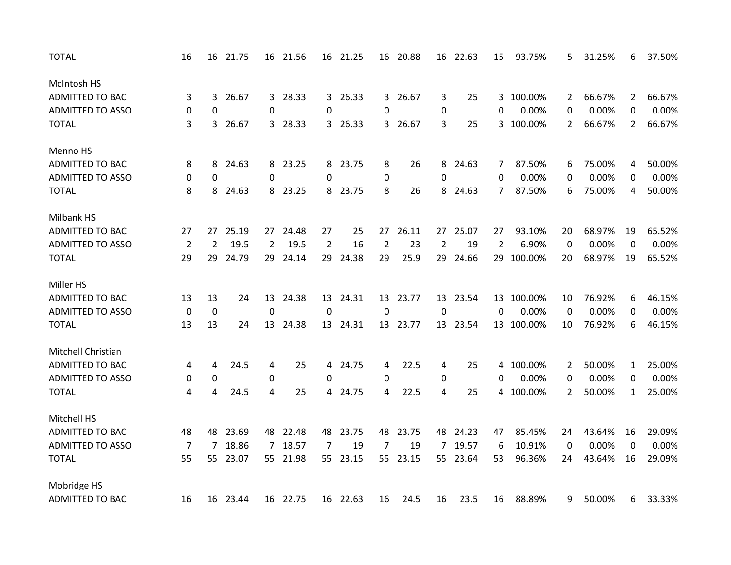| | | | | | | | | | | | | | | | | |
|---|---|---|---|---|---|---|---|---|---|---|---|---|---|---|---|---|
| TOTAL | 16 | 16 | 21.75 | 16 | 21.56 | 16 | 21.25 | 16 | 20.88 | 16 | 22.63 | 15 | 93.75% | 5 | 31.25% | 6 | 37.50% |
| | | | | | | | | | | | | | | | | | |
| McIntosh HS | | | | | | | | | | | | | | | | | |
| ADMITTED TO BAC | 3 | 3 | 26.67 | 3 | 28.33 | 3 | 26.33 | 3 | 26.67 | 3 | 25 | 3 | 100.00% | 2 | 66.67% | 2 | 66.67% |
| ADMITTED TO ASSO | 0 | 0 | | 0 | | 0 | | 0 | | 0 | | 0 | 0.00% | 0 | 0.00% | 0 | 0.00% |
| TOTAL | 3 | 3 | 26.67 | 3 | 28.33 | 3 | 26.33 | 3 | 26.67 | 3 | 25 | 3 | 100.00% | 2 | 66.67% | 2 | 66.67% |
| | | | | | | | | | | | | | | | | | |
| Menno HS | | | | | | | | | | | | | | | | | |
| ADMITTED TO BAC | 8 | 8 | 24.63 | 8 | 23.25 | 8 | 23.75 | 8 | 26 | 8 | 24.63 | 7 | 87.50% | 6 | 75.00% | 4 | 50.00% |
| ADMITTED TO ASSO | 0 | 0 | | 0 | | 0 | | 0 | | 0 | | 0 | 0.00% | 0 | 0.00% | 0 | 0.00% |
| TOTAL | 8 | 8 | 24.63 | 8 | 23.25 | 8 | 23.75 | 8 | 26 | 8 | 24.63 | 7 | 87.50% | 6 | 75.00% | 4 | 50.00% |
| | | | | | | | | | | | | | | | | | |
| Milbank HS | | | | | | | | | | | | | | | | | |
| ADMITTED TO BAC | 27 | 27 | 25.19 | 27 | 24.48 | 27 | 25 | 27 | 26.11 | 27 | 25.07 | 27 | 93.10% | 20 | 68.97% | 19 | 65.52% |
| ADMITTED TO ASSO | 2 | 2 | 19.5 | 2 | 19.5 | 2 | 16 | 2 | 23 | 2 | 19 | 2 | 6.90% | 0 | 0.00% | 0 | 0.00% |
| TOTAL | 29 | 29 | 24.79 | 29 | 24.14 | 29 | 24.38 | 29 | 25.9 | 29 | 24.66 | 29 | 100.00% | 20 | 68.97% | 19 | 65.52% |
| | | | | | | | | | | | | | | | | | |
| Miller HS | | | | | | | | | | | | | | | | | |
| ADMITTED TO BAC | 13 | 13 | 24 | 13 | 24.38 | 13 | 24.31 | 13 | 23.77 | 13 | 23.54 | 13 | 100.00% | 10 | 76.92% | 6 | 46.15% |
| ADMITTED TO ASSO | 0 | 0 | | 0 | | 0 | | 0 | | 0 | | 0 | 0.00% | 0 | 0.00% | 0 | 0.00% |
| TOTAL | 13 | 13 | 24 | 13 | 24.38 | 13 | 24.31 | 13 | 23.77 | 13 | 23.54 | 13 | 100.00% | 10 | 76.92% | 6 | 46.15% |
| | | | | | | | | | | | | | | | | | |
| Mitchell Christian | | | | | | | | | | | | | | | | | |
| ADMITTED TO BAC | 4 | 4 | 24.5 | 4 | 25 | 4 | 24.75 | 4 | 22.5 | 4 | 25 | 4 | 100.00% | 2 | 50.00% | 1 | 25.00% |
| ADMITTED TO ASSO | 0 | 0 | | 0 | | 0 | | 0 | | 0 | | 0 | 0.00% | 0 | 0.00% | 0 | 0.00% |
| TOTAL | 4 | 4 | 24.5 | 4 | 25 | 4 | 24.75 | 4 | 22.5 | 4 | 25 | 4 | 100.00% | 2 | 50.00% | 1 | 25.00% |
| | | | | | | | | | | | | | | | | | |
| Mitchell HS | | | | | | | | | | | | | | | | | |
| ADMITTED TO BAC | 48 | 48 | 23.69 | 48 | 22.48 | 48 | 23.75 | 48 | 23.75 | 48 | 24.23 | 47 | 85.45% | 24 | 43.64% | 16 | 29.09% |
| ADMITTED TO ASSO | 7 | 7 | 18.86 | 7 | 18.57 | 7 | 19 | 7 | 19 | 7 | 19.57 | 6 | 10.91% | 0 | 0.00% | 0 | 0.00% |
| TOTAL | 55 | 55 | 23.07 | 55 | 21.98 | 55 | 23.15 | 55 | 23.15 | 55 | 23.64 | 53 | 96.36% | 24 | 43.64% | 16 | 29.09% |
| | | | | | | | | | | | | | | | | | |
| Mobridge HS | | | | | | | | | | | | | | | | | |
| ADMITTED TO BAC | 16 | 16 | 23.44 | 16 | 22.75 | 16 | 22.63 | 16 | 24.5 | 16 | 23.5 | 16 | 88.89% | 9 | 50.00% | 6 | 33.33% |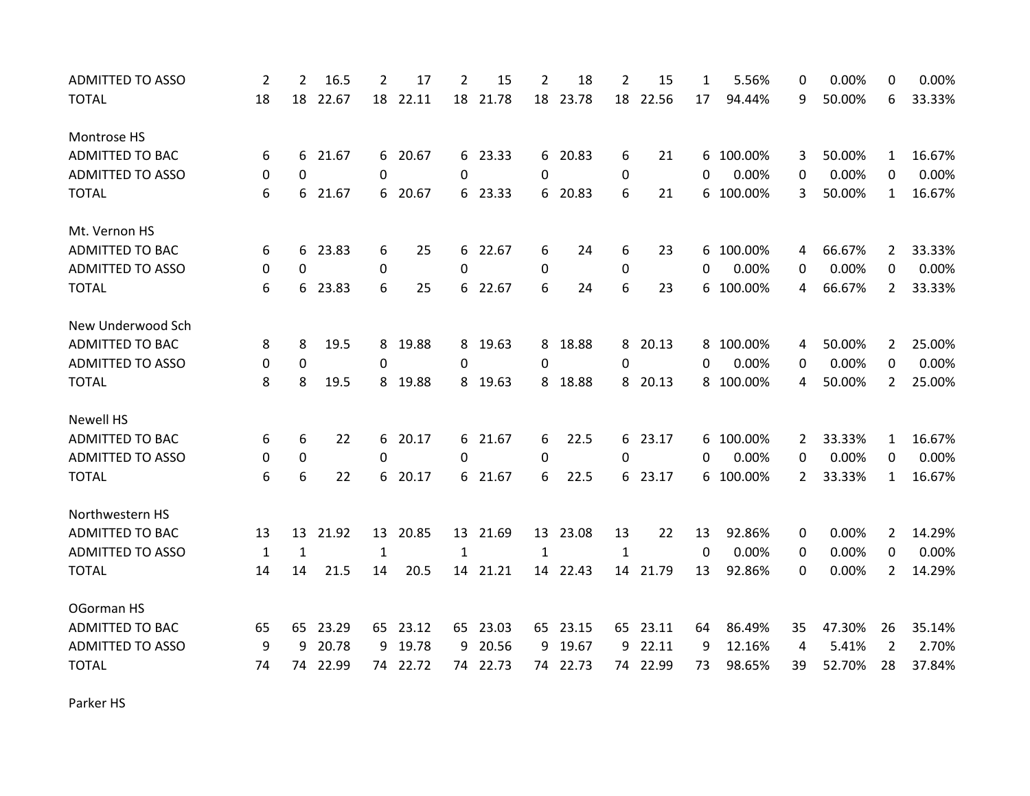| | | | | | | | | | | | | | | | | | |
|---|---|---|---|---|---|---|---|---|---|---|---|---|---|---|---|---|---|
| ADMITTED TO ASSO | 2 | 2 | 16.5 | 2 | 17 | 2 | 15 | 2 | 18 | 2 | 15 | 1 | 5.56% | 0 | 0.00% | 0 | 0.00% |
| TOTAL | 18 | 18 | 22.67 | 18 | 22.11 | 18 | 21.78 | 18 | 23.78 | 18 | 22.56 | 17 | 94.44% | 9 | 50.00% | 6 | 33.33% |
| | | | | | | | | | | | | | | | | | |
| Montrose HS | | | | | | | | | | | | | | | | | |
| ADMITTED TO BAC | 6 | 6 | 21.67 | 6 | 20.67 | 6 | 23.33 | 6 | 20.83 | 6 | 21 | 6 | 100.00% | 3 | 50.00% | 1 | 16.67% |
| ADMITTED TO ASSO | 0 | 0 | | 0 | | 0 | | 0 | | 0 | | 0 | 0.00% | 0 | 0.00% | 0 | 0.00% |
| TOTAL | 6 | 6 | 21.67 | 6 | 20.67 | 6 | 23.33 | 6 | 20.83 | 6 | 21 | 6 | 100.00% | 3 | 50.00% | 1 | 16.67% |
| | | | | | | | | | | | | | | | | | |
| Mt. Vernon HS | | | | | | | | | | | | | | | | | |
| ADMITTED TO BAC | 6 | 6 | 23.83 | 6 | 25 | 6 | 22.67 | 6 | 24 | 6 | 23 | 6 | 100.00% | 4 | 66.67% | 2 | 33.33% |
| ADMITTED TO ASSO | 0 | 0 | | 0 | | 0 | | 0 | | 0 | | 0 | 0.00% | 0 | 0.00% | 0 | 0.00% |
| TOTAL | 6 | 6 | 23.83 | 6 | 25 | 6 | 22.67 | 6 | 24 | 6 | 23 | 6 | 100.00% | 4 | 66.67% | 2 | 33.33% |
| | | | | | | | | | | | | | | | | | |
| New Underwood Sch | | | | | | | | | | | | | | | | | |
| ADMITTED TO BAC | 8 | 8 | 19.5 | 8 | 19.88 | 8 | 19.63 | 8 | 18.88 | 8 | 20.13 | 8 | 100.00% | 4 | 50.00% | 2 | 25.00% |
| ADMITTED TO ASSO | 0 | 0 | | 0 | | 0 | | 0 | | 0 | | 0 | 0.00% | 0 | 0.00% | 0 | 0.00% |
| TOTAL | 8 | 8 | 19.5 | 8 | 19.88 | 8 | 19.63 | 8 | 18.88 | 8 | 20.13 | 8 | 100.00% | 4 | 50.00% | 2 | 25.00% |
| | | | | | | | | | | | | | | | | | |
| Newell HS | | | | | | | | | | | | | | | | | |
| ADMITTED TO BAC | 6 | 6 | 22 | 6 | 20.17 | 6 | 21.67 | 6 | 22.5 | 6 | 23.17 | 6 | 100.00% | 2 | 33.33% | 1 | 16.67% |
| ADMITTED TO ASSO | 0 | 0 | | 0 | | 0 | | 0 | | 0 | | 0 | 0.00% | 0 | 0.00% | 0 | 0.00% |
| TOTAL | 6 | 6 | 22 | 6 | 20.17 | 6 | 21.67 | 6 | 22.5 | 6 | 23.17 | 6 | 100.00% | 2 | 33.33% | 1 | 16.67% |
| | | | | | | | | | | | | | | | | | |
| Northwestern HS | | | | | | | | | | | | | | | | | |
| ADMITTED TO BAC | 13 | 13 | 21.92 | 13 | 20.85 | 13 | 21.69 | 13 | 23.08 | 13 | 22 | 13 | 92.86% | 0 | 0.00% | 2 | 14.29% |
| ADMITTED TO ASSO | 1 | 1 | | 1 | | 1 | | 1 | | 1 | | 0 | 0.00% | 0 | 0.00% | 0 | 0.00% |
| TOTAL | 14 | 14 | 21.5 | 14 | 20.5 | 14 | 21.21 | 14 | 22.43 | 14 | 21.79 | 13 | 92.86% | 0 | 0.00% | 2 | 14.29% |
| | | | | | | | | | | | | | | | | | |
| OGorman HS | | | | | | | | | | | | | | | | | |
| ADMITTED TO BAC | 65 | 65 | 23.29 | 65 | 23.12 | 65 | 23.03 | 65 | 23.15 | 65 | 23.11 | 64 | 86.49% | 35 | 47.30% | 26 | 35.14% |
| ADMITTED TO ASSO | 9 | 9 | 20.78 | 9 | 19.78 | 9 | 20.56 | 9 | 19.67 | 9 | 22.11 | 9 | 12.16% | 4 | 5.41% | 2 | 2.70% |
| TOTAL | 74 | 74 | 22.99 | 74 | 22.72 | 74 | 22.73 | 74 | 22.73 | 74 | 22.99 | 73 | 98.65% | 39 | 52.70% | 28 | 37.84% |
| | | | | | | | | | | | | | | | | | |
| Parker HS | | | | | | | | | | | | | | | | | |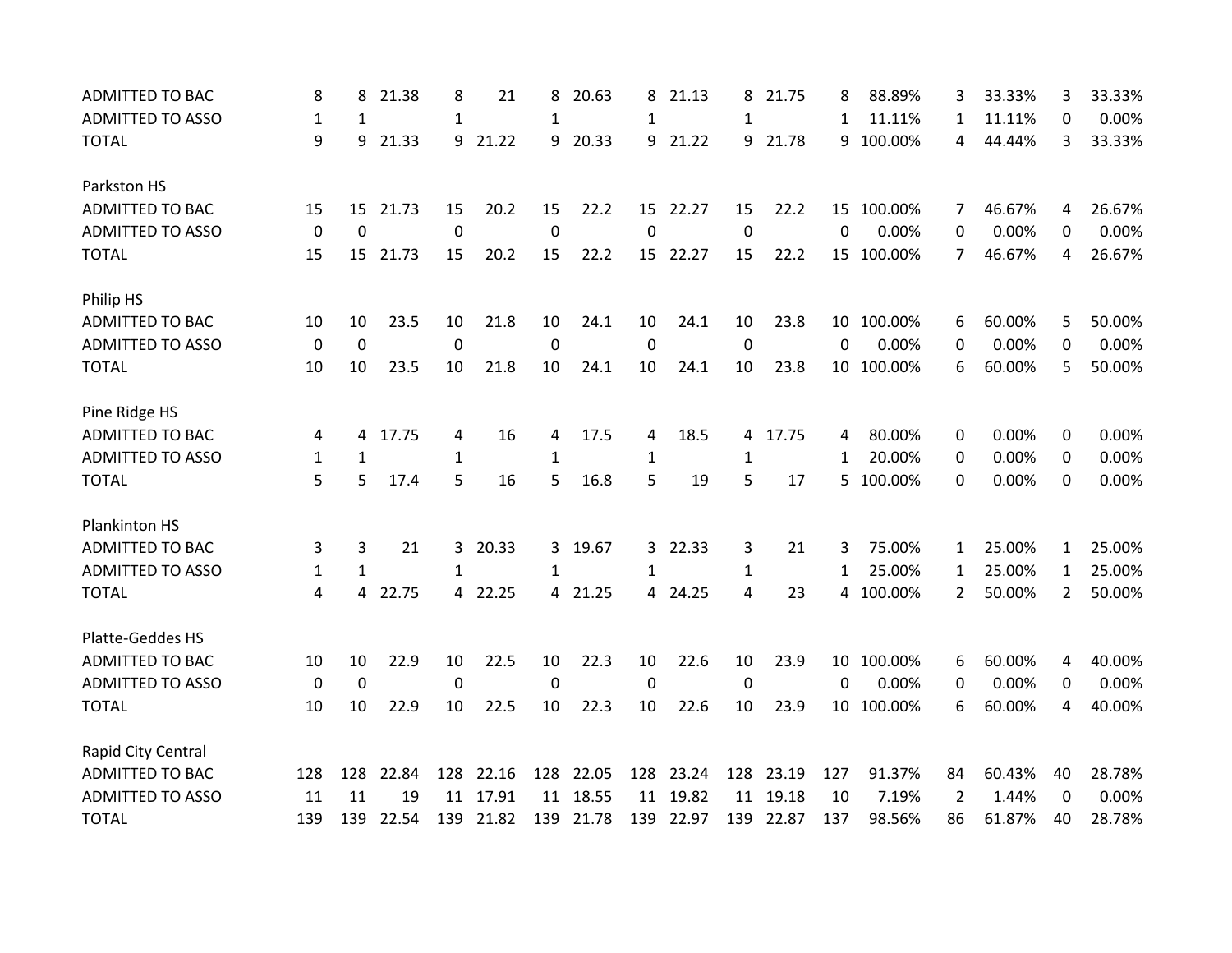| | | | | | | | | | | | | | | | | | |
|---|---|---|---|---|---|---|---|---|---|---|---|---|---|---|---|---|---|
| ADMITTED TO BAC | 8 | 8 | 21.38 | 8 | 21 | 8 | 20.63 | 8 | 21.13 | 8 | 21.75 | 8 | 88.89% | 3 | 33.33% | 3 | 33.33% |
| ADMITTED TO ASSO | 1 | 1 | | 1 | | 1 | | 1 | | 1 | | 1 | 11.11% | 1 | 11.11% | 0 | 0.00% |
| TOTAL | 9 | 9 | 21.33 | 9 | 21.22 | 9 | 20.33 | 9 | 21.22 | 9 | 21.78 | 9 | 100.00% | 4 | 44.44% | 3 | 33.33% |
| | | | | | | | | | | | | | | | | | |
| Parkston HS | | | | | | | | | | | | | | | | | |
| ADMITTED TO BAC | 15 | 15 | 21.73 | 15 | 20.2 | 15 | 22.2 | 15 | 22.27 | 15 | 22.2 | 15 | 100.00% | 7 | 46.67% | 4 | 26.67% |
| ADMITTED TO ASSO | 0 | 0 | | 0 | | 0 | | 0 | | 0 | | 0 | 0.00% | 0 | 0.00% | 0 | 0.00% |
| TOTAL | 15 | 15 | 21.73 | 15 | 20.2 | 15 | 22.2 | 15 | 22.27 | 15 | 22.2 | 15 | 100.00% | 7 | 46.67% | 4 | 26.67% |
| | | | | | | | | | | | | | | | | | |
| Philip HS | | | | | | | | | | | | | | | | | |
| ADMITTED TO BAC | 10 | 10 | 23.5 | 10 | 21.8 | 10 | 24.1 | 10 | 24.1 | 10 | 23.8 | 10 | 100.00% | 6 | 60.00% | 5 | 50.00% |
| ADMITTED TO ASSO | 0 | 0 | | 0 | | 0 | | 0 | | 0 | | 0 | 0.00% | 0 | 0.00% | 0 | 0.00% |
| TOTAL | 10 | 10 | 23.5 | 10 | 21.8 | 10 | 24.1 | 10 | 24.1 | 10 | 23.8 | 10 | 100.00% | 6 | 60.00% | 5 | 50.00% |
| | | | | | | | | | | | | | | | | | |
| Pine Ridge HS | | | | | | | | | | | | | | | | | |
| ADMITTED TO BAC | 4 | 4 | 17.75 | 4 | 16 | 4 | 17.5 | 4 | 18.5 | 4 | 17.75 | 4 | 80.00% | 0 | 0.00% | 0 | 0.00% |
| ADMITTED TO ASSO | 1 | 1 | | 1 | | 1 | | 1 | | 1 | | 1 | 20.00% | 0 | 0.00% | 0 | 0.00% |
| TOTAL | 5 | 5 | 17.4 | 5 | 16 | 5 | 16.8 | 5 | 19 | 5 | 17 | 5 | 100.00% | 0 | 0.00% | 0 | 0.00% |
| | | | | | | | | | | | | | | | | | |
| Plankinton HS | | | | | | | | | | | | | | | | | |
| ADMITTED TO BAC | 3 | 3 | 21 | 3 | 20.33 | 3 | 19.67 | 3 | 22.33 | 3 | 21 | 3 | 75.00% | 1 | 25.00% | 1 | 25.00% |
| ADMITTED TO ASSO | 1 | 1 | | 1 | | 1 | | 1 | | 1 | | 1 | 25.00% | 1 | 25.00% | 1 | 25.00% |
| TOTAL | 4 | 4 | 22.75 | 4 | 22.25 | 4 | 21.25 | 4 | 24.25 | 4 | 23 | 4 | 100.00% | 2 | 50.00% | 2 | 50.00% |
| | | | | | | | | | | | | | | | | | |
| Platte-Geddes HS | | | | | | | | | | | | | | | | | |
| ADMITTED TO BAC | 10 | 10 | 22.9 | 10 | 22.5 | 10 | 22.3 | 10 | 22.6 | 10 | 23.9 | 10 | 100.00% | 6 | 60.00% | 4 | 40.00% |
| ADMITTED TO ASSO | 0 | 0 | | 0 | | 0 | | 0 | | 0 | | 0 | 0.00% | 0 | 0.00% | 0 | 0.00% |
| TOTAL | 10 | 10 | 22.9 | 10 | 22.5 | 10 | 22.3 | 10 | 22.6 | 10 | 23.9 | 10 | 100.00% | 6 | 60.00% | 4 | 40.00% |
| | | | | | | | | | | | | | | | | | |
| Rapid City Central | | | | | | | | | | | | | | | | | |
| ADMITTED TO BAC | 128 | 128 | 22.84 | 128 | 22.16 | 128 | 22.05 | 128 | 23.24 | 128 | 23.19 | 127 | 91.37% | 84 | 60.43% | 40 | 28.78% |
| ADMITTED TO ASSO | 11 | 11 | 19 | 11 | 17.91 | 11 | 18.55 | 11 | 19.82 | 11 | 19.18 | 10 | 7.19% | 2 | 1.44% | 0 | 0.00% |
| TOTAL | 139 | 139 | 22.54 | 139 | 21.82 | 139 | 21.78 | 139 | 22.97 | 139 | 22.87 | 137 | 98.56% | 86 | 61.87% | 40 | 28.78% |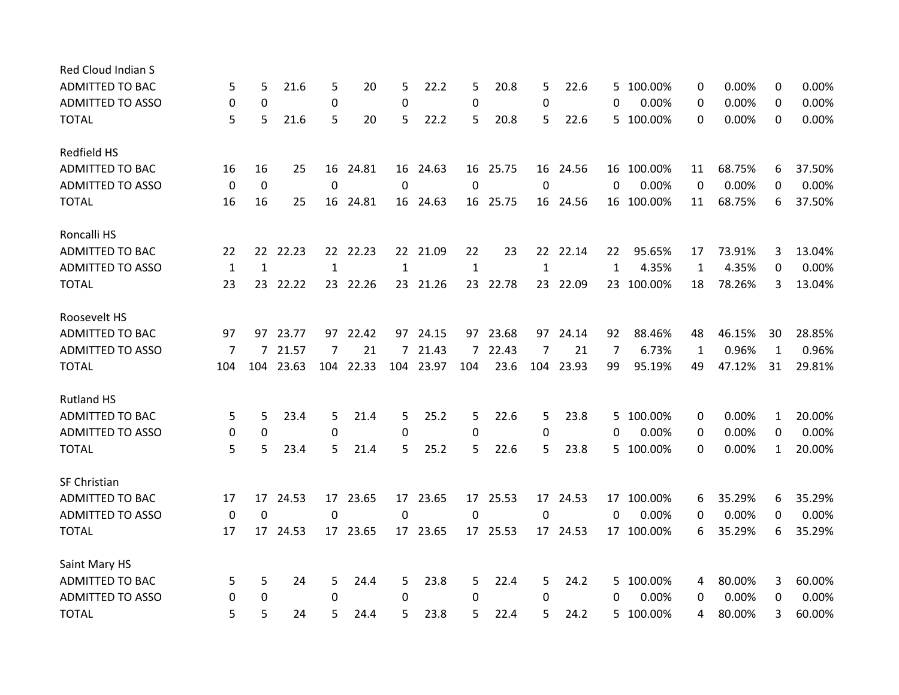| | | | | | | | | | | | | | | | | | | |
|---|---|---|---|---|---|---|---|---|---|---|---|---|---|---|---|---|---|---|
| Red Cloud Indian S | | | | | | | | | | | | | | | | | | |
| ADMITTED TO BAC | 5 | 5 | 21.6 | 5 | 20 | 5 | 22.2 | 5 | 20.8 | 5 | 22.6 | 5 | 100.00% | 0 | 0.00% | 0 | 0.00% |
| ADMITTED TO ASSO | 0 | 0 | | 0 | | 0 | | 0 | | 0 | | 0 | 0.00% | 0 | 0.00% | 0 | 0.00% |
| TOTAL | 5 | 5 | 21.6 | 5 | 20 | 5 | 22.2 | 5 | 20.8 | 5 | 22.6 | 5 | 100.00% | 0 | 0.00% | 0 | 0.00% |
| Redfield HS | | | | | | | | | | | | | | | | | |
| ADMITTED TO BAC | 16 | 16 | 25 | 16 | 24.81 | 16 | 24.63 | 16 | 25.75 | 16 | 24.56 | 16 | 100.00% | 11 | 68.75% | 6 | 37.50% |
| ADMITTED TO ASSO | 0 | 0 | | 0 | | 0 | | 0 | | 0 | | 0 | 0.00% | 0 | 0.00% | 0 | 0.00% |
| TOTAL | 16 | 16 | 25 | 16 | 24.81 | 16 | 24.63 | 16 | 25.75 | 16 | 24.56 | 16 | 100.00% | 11 | 68.75% | 6 | 37.50% |
| Roncalli HS | | | | | | | | | | | | | | | | | |
| ADMITTED TO BAC | 22 | 22 | 22.23 | 22 | 22.23 | 22 | 21.09 | 22 | 23 | 22 | 22.14 | 22 | 95.65% | 17 | 73.91% | 3 | 13.04% |
| ADMITTED TO ASSO | 1 | 1 | | 1 | | 1 | | 1 | | 1 | | 1 | 4.35% | 1 | 4.35% | 0 | 0.00% |
| TOTAL | 23 | 23 | 22.22 | 23 | 22.26 | 23 | 21.26 | 23 | 22.78 | 23 | 22.09 | 23 | 100.00% | 18 | 78.26% | 3 | 13.04% |
| Roosevelt HS | | | | | | | | | | | | | | | | | |
| ADMITTED TO BAC | 97 | 97 | 23.77 | 97 | 22.42 | 97 | 24.15 | 97 | 23.68 | 97 | 24.14 | 92 | 88.46% | 48 | 46.15% | 30 | 28.85% |
| ADMITTED TO ASSO | 7 | 7 | 21.57 | 7 | 21 | 7 | 21.43 | 7 | 22.43 | 7 | 21 | 7 | 6.73% | 1 | 0.96% | 1 | 0.96% |
| TOTAL | 104 | 104 | 23.63 | 104 | 22.33 | 104 | 23.97 | 104 | 23.6 | 104 | 23.93 | 99 | 95.19% | 49 | 47.12% | 31 | 29.81% |
| Rutland HS | | | | | | | | | | | | | | | | | |
| ADMITTED TO BAC | 5 | 5 | 23.4 | 5 | 21.4 | 5 | 25.2 | 5 | 22.6 | 5 | 23.8 | 5 | 100.00% | 0 | 0.00% | 1 | 20.00% |
| ADMITTED TO ASSO | 0 | 0 | | 0 | | 0 | | 0 | | 0 | | 0 | 0.00% | 0 | 0.00% | 0 | 0.00% |
| TOTAL | 5 | 5 | 23.4 | 5 | 21.4 | 5 | 25.2 | 5 | 22.6 | 5 | 23.8 | 5 | 100.00% | 0 | 0.00% | 1 | 20.00% |
| SF Christian | | | | | | | | | | | | | | | | | |
| ADMITTED TO BAC | 17 | 17 | 24.53 | 17 | 23.65 | 17 | 23.65 | 17 | 25.53 | 17 | 24.53 | 17 | 100.00% | 6 | 35.29% | 6 | 35.29% |
| ADMITTED TO ASSO | 0 | 0 | | 0 | | 0 | | 0 | | 0 | | 0 | 0.00% | 0 | 0.00% | 0 | 0.00% |
| TOTAL | 17 | 17 | 24.53 | 17 | 23.65 | 17 | 23.65 | 17 | 25.53 | 17 | 24.53 | 17 | 100.00% | 6 | 35.29% | 6 | 35.29% |
| Saint Mary HS | | | | | | | | | | | | | | | | | |
| ADMITTED TO BAC | 5 | 5 | 24 | 5 | 24.4 | 5 | 23.8 | 5 | 22.4 | 5 | 24.2 | 5 | 100.00% | 4 | 80.00% | 3 | 60.00% |
| ADMITTED TO ASSO | 0 | 0 | | 0 | | 0 | | 0 | | 0 | | 0 | 0.00% | 0 | 0.00% | 0 | 0.00% |
| TOTAL | 5 | 5 | 24 | 5 | 24.4 | 5 | 23.8 | 5 | 22.4 | 5 | 24.2 | 5 | 100.00% | 4 | 80.00% | 3 | 60.00% |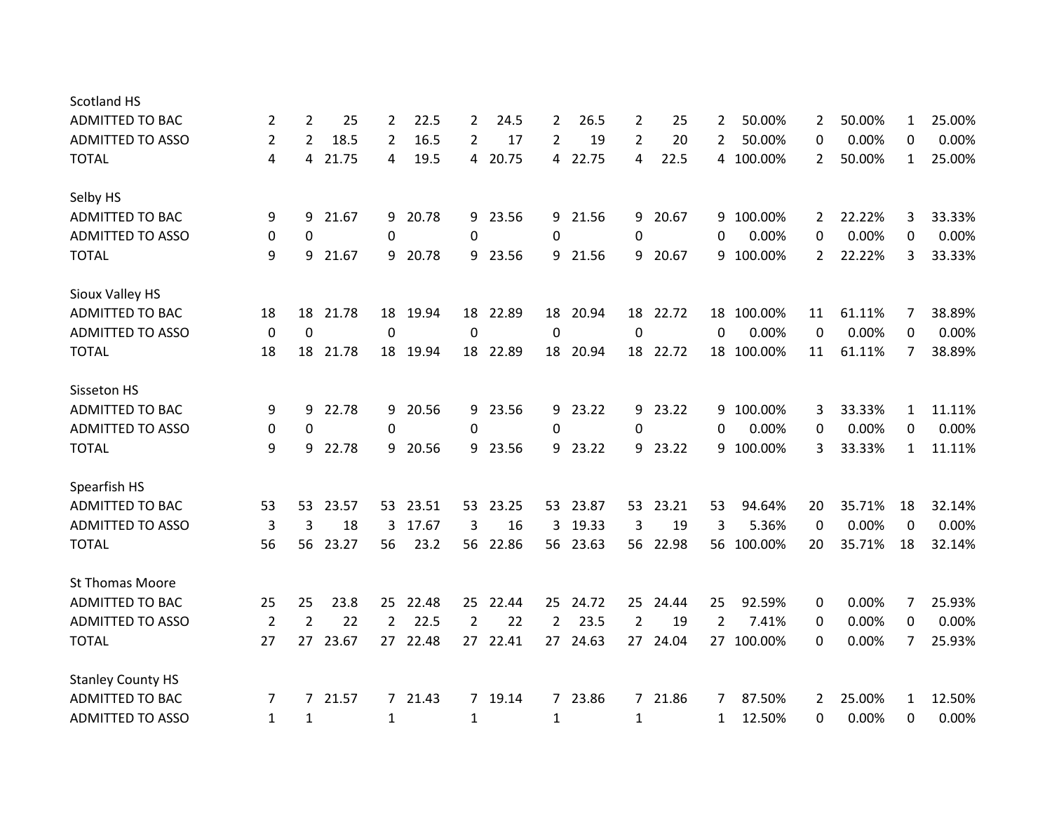| | | | | | | | | | | | | | | | | | |
|---|---|---|---|---|---|---|---|---|---|---|---|---|---|---|---|---|---|
| **Scotland HS** | | | | | | | | | | | | | | | | | |
| ADMITTED TO BAC | 2 | 2 | 25 | 2 | 22.5 | 2 | 24.5 | 2 | 26.5 | 2 | 25 | 2 | 50.00% | 2 | 50.00% | 1 | 25.00% |
| ADMITTED TO ASSO | 2 | 2 | 18.5 | 2 | 16.5 | 2 | 17 | 2 | 19 | 2 | 20 | 2 | 50.00% | 0 | 0.00% | 0 | 0.00% |
| TOTAL | 4 | 4 | 21.75 | 4 | 19.5 | 4 | 20.75 | 4 | 22.75 | 4 | 22.5 | 4 | 100.00% | 2 | 50.00% | 1 | 25.00% |
| **Selby HS** | | | | | | | | | | | | | | | | | |
| ADMITTED TO BAC | 9 | 9 | 21.67 | 9 | 20.78 | 9 | 23.56 | 9 | 21.56 | 9 | 20.67 | 9 | 100.00% | 2 | 22.22% | 3 | 33.33% |
| ADMITTED TO ASSO | 0 | 0 | | 0 | | 0 | | 0 | | 0 | | 0 | 0.00% | 0 | 0.00% | 0 | 0.00% |
| TOTAL | 9 | 9 | 21.67 | 9 | 20.78 | 9 | 23.56 | 9 | 21.56 | 9 | 20.67 | 9 | 100.00% | 2 | 22.22% | 3 | 33.33% |
| **Sioux Valley HS** | | | | | | | | | | | | | | | | | |
| ADMITTED TO BAC | 18 | 18 | 21.78 | 18 | 19.94 | 18 | 22.89 | 18 | 20.94 | 18 | 22.72 | 18 | 100.00% | 11 | 61.11% | 7 | 38.89% |
| ADMITTED TO ASSO | 0 | 0 | | 0 | | 0 | | 0 | | 0 | | 0 | 0.00% | 0 | 0.00% | 0 | 0.00% |
| TOTAL | 18 | 18 | 21.78 | 18 | 19.94 | 18 | 22.89 | 18 | 20.94 | 18 | 22.72 | 18 | 100.00% | 11 | 61.11% | 7 | 38.89% |
| **Sisseton HS** | | | | | | | | | | | | | | | | | |
| ADMITTED TO BAC | 9 | 9 | 22.78 | 9 | 20.56 | 9 | 23.56 | 9 | 23.22 | 9 | 23.22 | 9 | 100.00% | 3 | 33.33% | 1 | 11.11% |
| ADMITTED TO ASSO | 0 | 0 | | 0 | | 0 | | 0 | | 0 | | 0 | 0.00% | 0 | 0.00% | 0 | 0.00% |
| TOTAL | 9 | 9 | 22.78 | 9 | 20.56 | 9 | 23.56 | 9 | 23.22 | 9 | 23.22 | 9 | 100.00% | 3 | 33.33% | 1 | 11.11% |
| **Spearfish HS** | | | | | | | | | | | | | | | | | |
| ADMITTED TO BAC | 53 | 53 | 23.57 | 53 | 23.51 | 53 | 23.25 | 53 | 23.87 | 53 | 23.21 | 53 | 94.64% | 20 | 35.71% | 18 | 32.14% |
| ADMITTED TO ASSO | 3 | 3 | 18 | 3 | 17.67 | 3 | 16 | 3 | 19.33 | 3 | 19 | 3 | 5.36% | 0 | 0.00% | 0 | 0.00% |
| TOTAL | 56 | 56 | 23.27 | 56 | 23.2 | 56 | 22.86 | 56 | 23.63 | 56 | 22.98 | 56 | 100.00% | 20 | 35.71% | 18 | 32.14% |
| **St Thomas Moore** | | | | | | | | | | | | | | | | | |
| ADMITTED TO BAC | 25 | 25 | 23.8 | 25 | 22.48 | 25 | 22.44 | 25 | 24.72 | 25 | 24.44 | 25 | 92.59% | 0 | 0.00% | 7 | 25.93% |
| ADMITTED TO ASSO | 2 | 2 | 22 | 2 | 22.5 | 2 | 22 | 2 | 23.5 | 2 | 19 | 2 | 7.41% | 0 | 0.00% | 0 | 0.00% |
| TOTAL | 27 | 27 | 23.67 | 27 | 22.48 | 27 | 22.41 | 27 | 24.63 | 27 | 24.04 | 27 | 100.00% | 0 | 0.00% | 7 | 25.93% |
| **Stanley County HS** | | | | | | | | | | | | | | | | | |
| ADMITTED TO BAC | 7 | 7 | 21.57 | 7 | 21.43 | 7 | 19.14 | 7 | 23.86 | 7 | 21.86 | 7 | 87.50% | 2 | 25.00% | 1 | 12.50% |
| ADMITTED TO ASSO | 1 | 1 | | 1 | | 1 | | 1 | | 1 | | 1 | 12.50% | 0 | 0.00% | 0 | 0.00% |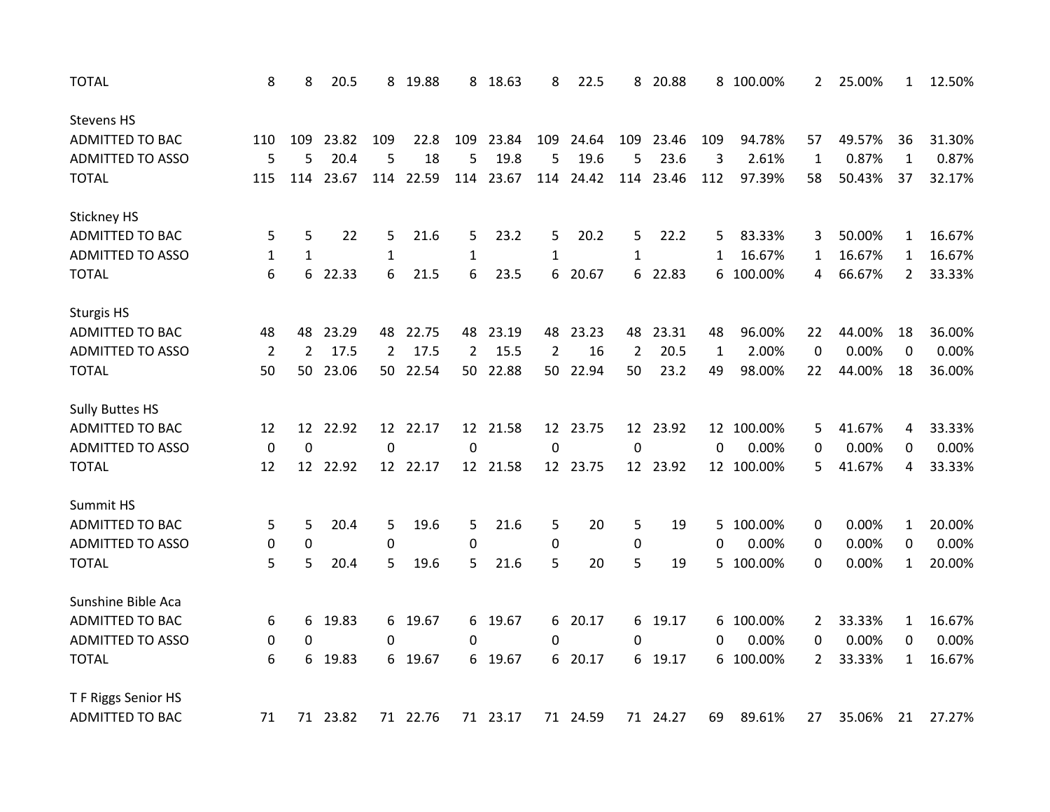| | | | | | | | | | | | | | | | | |
|---|---|---|---|---|---|---|---|---|---|---|---|---|---|---|---|---|
| TOTAL | 8 | 8 | 20.5 | 8 | 19.88 | 8 | 18.63 | 8 | 22.5 | 8 | 20.88 | 8 | 100.00% | 2 | 25.00% | 1 | 12.50% |
| | | | | | | | | | | | | | | | | |
| Stevens HS | | | | | | | | | | | | | | | | |
| ADMITTED TO BAC | 110 | 109 | 23.82 | 109 | 22.8 | 109 | 23.84 | 109 | 24.64 | 109 | 23.46 | 109 | 94.78% | 57 | 49.57% | 36 | 31.30% |
| ADMITTED TO ASSO | 5 | 5 | 20.4 | 5 | 18 | 5 | 19.8 | 5 | 19.6 | 5 | 23.6 | 3 | 2.61% | 1 | 0.87% | 1 | 0.87% |
| TOTAL | 115 | 114 | 23.67 | 114 | 22.59 | 114 | 23.67 | 114 | 24.42 | 114 | 23.46 | 112 | 97.39% | 58 | 50.43% | 37 | 32.17% |
| | | | | | | | | | | | | | | | | |
| Stickney HS | | | | | | | | | | | | | | | | |
| ADMITTED TO BAC | 5 | 5 | 22 | 5 | 21.6 | 5 | 23.2 | 5 | 20.2 | 5 | 22.2 | 5 | 83.33% | 3 | 50.00% | 1 | 16.67% |
| ADMITTED TO ASSO | 1 | 1 | | 1 | | 1 | | 1 | | 1 | | 1 | 16.67% | 1 | 16.67% | 1 | 16.67% |
| TOTAL | 6 | 6 | 22.33 | 6 | 21.5 | 6 | 23.5 | 6 | 20.67 | 6 | 22.83 | 6 | 100.00% | 4 | 66.67% | 2 | 33.33% |
| | | | | | | | | | | | | | | | | |
| Sturgis HS | | | | | | | | | | | | | | | | |
| ADMITTED TO BAC | 48 | 48 | 23.29 | 48 | 22.75 | 48 | 23.19 | 48 | 23.23 | 48 | 23.31 | 48 | 96.00% | 22 | 44.00% | 18 | 36.00% |
| ADMITTED TO ASSO | 2 | 2 | 17.5 | 2 | 17.5 | 2 | 15.5 | 2 | 16 | 2 | 20.5 | 1 | 2.00% | 0 | 0.00% | 0 | 0.00% |
| TOTAL | 50 | 50 | 23.06 | 50 | 22.54 | 50 | 22.88 | 50 | 22.94 | 50 | 23.2 | 49 | 98.00% | 22 | 44.00% | 18 | 36.00% |
| | | | | | | | | | | | | | | | | |
| Sully Buttes HS | | | | | | | | | | | | | | | | |
| ADMITTED TO BAC | 12 | 12 | 22.92 | 12 | 22.17 | 12 | 21.58 | 12 | 23.75 | 12 | 23.92 | 12 | 100.00% | 5 | 41.67% | 4 | 33.33% |
| ADMITTED TO ASSO | 0 | 0 | | 0 | | 0 | | 0 | | 0 | | 0 | 0.00% | 0 | 0.00% | 0 | 0.00% |
| TOTAL | 12 | 12 | 22.92 | 12 | 22.17 | 12 | 21.58 | 12 | 23.75 | 12 | 23.92 | 12 | 100.00% | 5 | 41.67% | 4 | 33.33% |
| | | | | | | | | | | | | | | | | |
| Summit HS | | | | | | | | | | | | | | | | |
| ADMITTED TO BAC | 5 | 5 | 20.4 | 5 | 19.6 | 5 | 21.6 | 5 | 20 | 5 | 19 | 5 | 100.00% | 0 | 0.00% | 1 | 20.00% |
| ADMITTED TO ASSO | 0 | 0 | | 0 | | 0 | | 0 | | 0 | | 0 | 0.00% | 0 | 0.00% | 0 | 0.00% |
| TOTAL | 5 | 5 | 20.4 | 5 | 19.6 | 5 | 21.6 | 5 | 20 | 5 | 19 | 5 | 100.00% | 0 | 0.00% | 1 | 20.00% |
| | | | | | | | | | | | | | | | | |
| Sunshine Bible Aca | | | | | | | | | | | | | | | | |
| ADMITTED TO BAC | 6 | 6 | 19.83 | 6 | 19.67 | 6 | 19.67 | 6 | 20.17 | 6 | 19.17 | 6 | 100.00% | 2 | 33.33% | 1 | 16.67% |
| ADMITTED TO ASSO | 0 | 0 | | 0 | | 0 | | 0 | | 0 | | 0 | 0.00% | 0 | 0.00% | 0 | 0.00% |
| TOTAL | 6 | 6 | 19.83 | 6 | 19.67 | 6 | 19.67 | 6 | 20.17 | 6 | 19.17 | 6 | 100.00% | 2 | 33.33% | 1 | 16.67% |
| | | | | | | | | | | | | | | | | |
| T F Riggs Senior HS | | | | | | | | | | | | | | | | |
| ADMITTED TO BAC | 71 | 71 | 23.82 | 71 | 22.76 | 71 | 23.17 | 71 | 24.59 | 71 | 24.27 | 69 | 89.61% | 27 | 35.06% | 21 | 27.27% |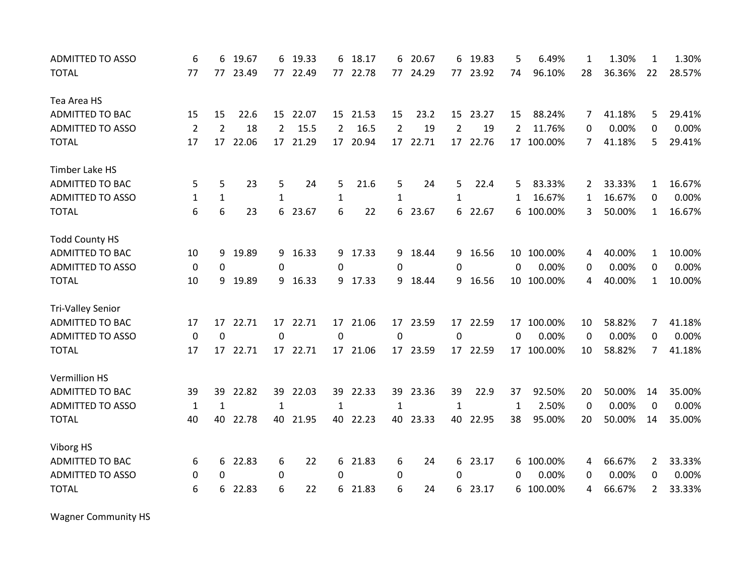| | | | | | | | | | | | | | | | | | |
|---|---|---|---|---|---|---|---|---|---|---|---|---|---|---|---|---|---|
| ADMITTED TO ASSO | 6 | 6 | 19.67 | 6 | 19.33 | 6 | 18.17 | 6 | 20.67 | 6 | 19.83 | 5 | 6.49% | 1 | 1.30% | 1 | 1.30% |
| TOTAL | 77 | 77 | 23.49 | 77 | 22.49 | 77 | 22.78 | 77 | 24.29 | 77 | 23.92 | 74 | 96.10% | 28 | 36.36% | 22 | 28.57% |
| | | | | | | | | | | | | | | | | | |
| Tea Area HS | | | | | | | | | | | | | | | | | |
| ADMITTED TO BAC | 15 | 15 | 22.6 | 15 | 22.07 | 15 | 21.53 | 15 | 23.2 | 15 | 23.27 | 15 | 88.24% | 7 | 41.18% | 5 | 29.41% |
| ADMITTED TO ASSO | 2 | 2 | 18 | 2 | 15.5 | 2 | 16.5 | 2 | 19 | 2 | 19 | 2 | 11.76% | 0 | 0.00% | 0 | 0.00% |
| TOTAL | 17 | 17 | 22.06 | 17 | 21.29 | 17 | 20.94 | 17 | 22.71 | 17 | 22.76 | 17 | 100.00% | 7 | 41.18% | 5 | 29.41% |
| | | | | | | | | | | | | | | | | | |
| Timber Lake HS | | | | | | | | | | | | | | | | | |
| ADMITTED TO BAC | 5 | 5 | 23 | 5 | 24 | 5 | 21.6 | 5 | 24 | 5 | 22.4 | 5 | 83.33% | 2 | 33.33% | 1 | 16.67% |
| ADMITTED TO ASSO | 1 | 1 | | 1 | | 1 | | 1 | | 1 | | 1 | 16.67% | 1 | 16.67% | 0 | 0.00% |
| TOTAL | 6 | 6 | 23 | 6 | 23.67 | 6 | 22 | 6 | 23.67 | 6 | 22.67 | 6 | 100.00% | 3 | 50.00% | 1 | 16.67% |
| | | | | | | | | | | | | | | | | | |
| Todd County HS | | | | | | | | | | | | | | | | | |
| ADMITTED TO BAC | 10 | 9 | 19.89 | 9 | 16.33 | 9 | 17.33 | 9 | 18.44 | 9 | 16.56 | 10 | 100.00% | 4 | 40.00% | 1 | 10.00% |
| ADMITTED TO ASSO | 0 | 0 | | 0 | | 0 | | 0 | | 0 | | 0 | 0.00% | 0 | 0.00% | 0 | 0.00% |
| TOTAL | 10 | 9 | 19.89 | 9 | 16.33 | 9 | 17.33 | 9 | 18.44 | 9 | 16.56 | 10 | 100.00% | 4 | 40.00% | 1 | 10.00% |
| | | | | | | | | | | | | | | | | | |
| Tri-Valley Senior | | | | | | | | | | | | | | | | | |
| ADMITTED TO BAC | 17 | 17 | 22.71 | 17 | 22.71 | 17 | 21.06 | 17 | 23.59 | 17 | 22.59 | 17 | 100.00% | 10 | 58.82% | 7 | 41.18% |
| ADMITTED TO ASSO | 0 | 0 | | 0 | | 0 | | 0 | | 0 | | 0 | 0.00% | 0 | 0.00% | 0 | 0.00% |
| TOTAL | 17 | 17 | 22.71 | 17 | 22.71 | 17 | 21.06 | 17 | 23.59 | 17 | 22.59 | 17 | 100.00% | 10 | 58.82% | 7 | 41.18% |
| | | | | | | | | | | | | | | | | | |
| Vermillion HS | | | | | | | | | | | | | | | | | |
| ADMITTED TO BAC | 39 | 39 | 22.82 | 39 | 22.03 | 39 | 22.33 | 39 | 23.36 | 39 | 22.9 | 37 | 92.50% | 20 | 50.00% | 14 | 35.00% |
| ADMITTED TO ASSO | 1 | 1 | | 1 | | 1 | | 1 | | 1 | | 1 | 2.50% | 0 | 0.00% | 0 | 0.00% |
| TOTAL | 40 | 40 | 22.78 | 40 | 21.95 | 40 | 22.23 | 40 | 23.33 | 40 | 22.95 | 38 | 95.00% | 20 | 50.00% | 14 | 35.00% |
| | | | | | | | | | | | | | | | | | |
| Viborg HS | | | | | | | | | | | | | | | | | |
| ADMITTED TO BAC | 6 | 6 | 22.83 | 6 | 22 | 6 | 21.83 | 6 | 24 | 6 | 23.17 | 6 | 100.00% | 4 | 66.67% | 2 | 33.33% |
| ADMITTED TO ASSO | 0 | 0 | | 0 | | 0 | | 0 | | 0 | | 0 | 0.00% | 0 | 0.00% | 0 | 0.00% |
| TOTAL | 6 | 6 | 22.83 | 6 | 22 | 6 | 21.83 | 6 | 24 | 6 | 23.17 | 6 | 100.00% | 4 | 66.67% | 2 | 33.33% |
| | | | | | | | | | | | | | | | | | |
| Wagner Community HS | | | | | | | | | | | | | | | | | |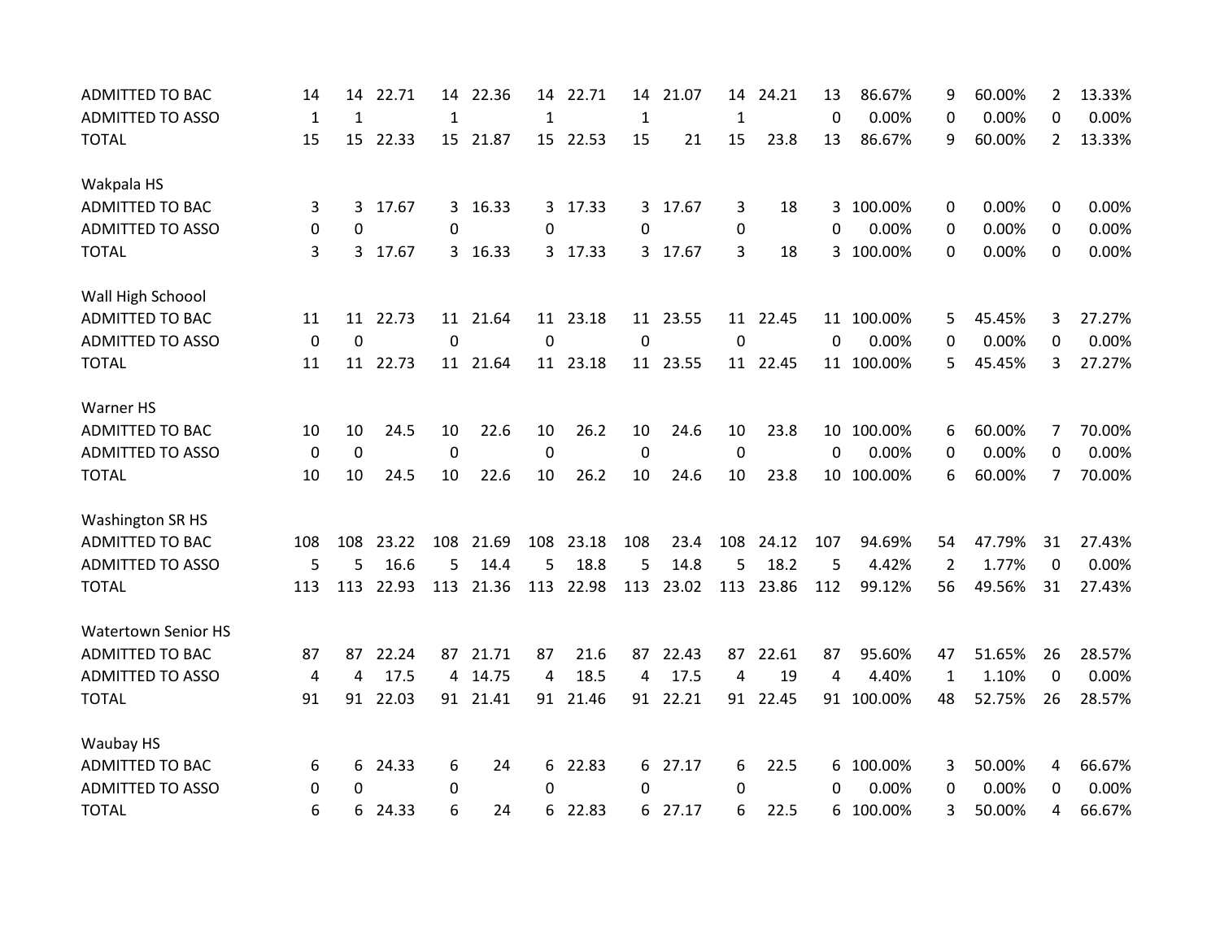| | | | | | | | | | | | | | | | | | |
|---|---|---|---|---|---|---|---|---|---|---|---|---|---|---|---|---|---|
| ADMITTED TO BAC | 14 | 14 | 22.71 | 14 | 22.36 | 14 | 22.71 | 14 | 21.07 | 14 | 24.21 | 13 | 86.67% | 9 | 60.00% | 2 | 13.33% |
| ADMITTED TO ASSO | 1 | 1 | | 1 | | 1 | | 1 | | 1 | | 0 | 0.00% | 0 | 0.00% | 0 | 0.00% |
| TOTAL | 15 | 15 | 22.33 | 15 | 21.87 | 15 | 22.53 | 15 | 21 | 15 | 23.8 | 13 | 86.67% | 9 | 60.00% | 2 | 13.33% |
| | | | | | | | | | | | | | | | | | |
| Wakpala HS | | | | | | | | | | | | | | | | | |
| ADMITTED TO BAC | 3 | 3 | 17.67 | 3 | 16.33 | 3 | 17.33 | 3 | 17.67 | 3 | 18 | 3 | 100.00% | 0 | 0.00% | 0 | 0.00% |
| ADMITTED TO ASSO | 0 | 0 | | 0 | | 0 | | 0 | | 0 | | 0 | 0.00% | 0 | 0.00% | 0 | 0.00% |
| TOTAL | 3 | 3 | 17.67 | 3 | 16.33 | 3 | 17.33 | 3 | 17.67 | 3 | 18 | 3 | 100.00% | 0 | 0.00% | 0 | 0.00% |
| | | | | | | | | | | | | | | | | | |
| Wall High Schoool | | | | | | | | | | | | | | | | | |
| ADMITTED TO BAC | 11 | 11 | 22.73 | 11 | 21.64 | 11 | 23.18 | 11 | 23.55 | 11 | 22.45 | 11 | 100.00% | 5 | 45.45% | 3 | 27.27% |
| ADMITTED TO ASSO | 0 | 0 | | 0 | | 0 | | 0 | | 0 | | 0 | 0.00% | 0 | 0.00% | 0 | 0.00% |
| TOTAL | 11 | 11 | 22.73 | 11 | 21.64 | 11 | 23.18 | 11 | 23.55 | 11 | 22.45 | 11 | 100.00% | 5 | 45.45% | 3 | 27.27% |
| | | | | | | | | | | | | | | | | | |
| Warner HS | | | | | | | | | | | | | | | | | |
| ADMITTED TO BAC | 10 | 10 | 24.5 | 10 | 22.6 | 10 | 26.2 | 10 | 24.6 | 10 | 23.8 | 10 | 100.00% | 6 | 60.00% | 7 | 70.00% |
| ADMITTED TO ASSO | 0 | 0 | | 0 | | 0 | | 0 | | 0 | | 0 | 0.00% | 0 | 0.00% | 0 | 0.00% |
| TOTAL | 10 | 10 | 24.5 | 10 | 22.6 | 10 | 26.2 | 10 | 24.6 | 10 | 23.8 | 10 | 100.00% | 6 | 60.00% | 7 | 70.00% |
| | | | | | | | | | | | | | | | | | |
| Washington SR HS | | | | | | | | | | | | | | | | | |
| ADMITTED TO BAC | 108 | 108 | 23.22 | 108 | 21.69 | 108 | 23.18 | 108 | 23.4 | 108 | 24.12 | 107 | 94.69% | 54 | 47.79% | 31 | 27.43% |
| ADMITTED TO ASSO | 5 | 5 | 16.6 | 5 | 14.4 | 5 | 18.8 | 5 | 14.8 | 5 | 18.2 | 5 | 4.42% | 2 | 1.77% | 0 | 0.00% |
| TOTAL | 113 | 113 | 22.93 | 113 | 21.36 | 113 | 22.98 | 113 | 23.02 | 113 | 23.86 | 112 | 99.12% | 56 | 49.56% | 31 | 27.43% |
| | | | | | | | | | | | | | | | | | |
| Watertown Senior HS | | | | | | | | | | | | | | | | | |
| ADMITTED TO BAC | 87 | 87 | 22.24 | 87 | 21.71 | 87 | 21.6 | 87 | 22.43 | 87 | 22.61 | 87 | 95.60% | 47 | 51.65% | 26 | 28.57% |
| ADMITTED TO ASSO | 4 | 4 | 17.5 | 4 | 14.75 | 4 | 18.5 | 4 | 17.5 | 4 | 19 | 4 | 4.40% | 1 | 1.10% | 0 | 0.00% |
| TOTAL | 91 | 91 | 22.03 | 91 | 21.41 | 91 | 21.46 | 91 | 22.21 | 91 | 22.45 | 91 | 100.00% | 48 | 52.75% | 26 | 28.57% |
| | | | | | | | | | | | | | | | | | |
| Waubay HS | | | | | | | | | | | | | | | | | |
| ADMITTED TO BAC | 6 | 6 | 24.33 | 6 | 24 | 6 | 22.83 | 6 | 27.17 | 6 | 22.5 | 6 | 100.00% | 3 | 50.00% | 4 | 66.67% |
| ADMITTED TO ASSO | 0 | 0 | | 0 | | 0 | | 0 | | 0 | | 0 | 0.00% | 0 | 0.00% | 0 | 0.00% |
| TOTAL | 6 | 6 | 24.33 | 6 | 24 | 6 | 22.83 | 6 | 27.17 | 6 | 22.5 | 6 | 100.00% | 3 | 50.00% | 4 | 66.67% |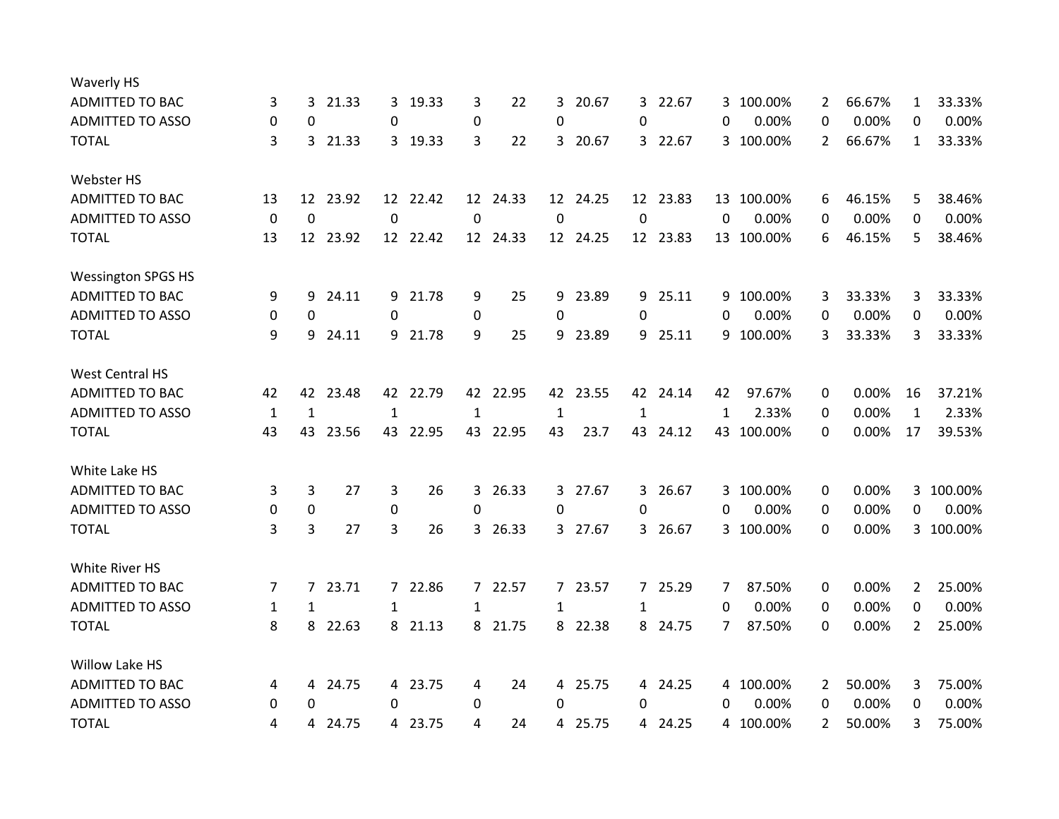| | | | | | | | | | | | | | | | | | | | |
|---|---|---|---|---|---|---|---|---|---|---|---|---|---|---|---|---|---|---|---|
| **Waverly HS** | | | | | | | | | | | | | | | | | | | |
| ADMITTED TO BAC | 3 | 3 | 21.33 | 3 | 19.33 | 3 | 22 | 3 | 20.67 | 3 | 22.67 | 3 | 100.00% | 2 | 66.67% | 1 | 33.33% |
| ADMITTED TO ASSO | 0 | 0 | | 0 | | 0 | | 0 | | 0 | | 0 | 0.00% | 0 | 0.00% | 0 | 0.00% |
| TOTAL | 3 | 3 | 21.33 | 3 | 19.33 | 3 | 22 | 3 | 20.67 | 3 | 22.67 | 3 | 100.00% | 2 | 66.67% | 1 | 33.33% |
| **Webster HS** | | | | | | | | | | | | | | | | | |
| ADMITTED TO BAC | 13 | 12 | 23.92 | 12 | 22.42 | 12 | 24.33 | 12 | 24.25 | 12 | 23.83 | 13 | 100.00% | 6 | 46.15% | 5 | 38.46% |
| ADMITTED TO ASSO | 0 | 0 | | 0 | | 0 | | 0 | | 0 | | 0 | 0.00% | 0 | 0.00% | 0 | 0.00% |
| TOTAL | 13 | 12 | 23.92 | 12 | 22.42 | 12 | 24.33 | 12 | 24.25 | 12 | 23.83 | 13 | 100.00% | 6 | 46.15% | 5 | 38.46% |
| **Wessington SPGS HS** | | | | | | | | | | | | | | | | | |
| ADMITTED TO BAC | 9 | 9 | 24.11 | 9 | 21.78 | 9 | 25 | 9 | 23.89 | 9 | 25.11 | 9 | 100.00% | 3 | 33.33% | 3 | 33.33% |
| ADMITTED TO ASSO | 0 | 0 | | 0 | | 0 | | 0 | | 0 | | 0 | 0.00% | 0 | 0.00% | 0 | 0.00% |
| TOTAL | 9 | 9 | 24.11 | 9 | 21.78 | 9 | 25 | 9 | 23.89 | 9 | 25.11 | 9 | 100.00% | 3 | 33.33% | 3 | 33.33% |
| **West Central HS** | | | | | | | | | | | | | | | | | |
| ADMITTED TO BAC | 42 | 42 | 23.48 | 42 | 22.79 | 42 | 22.95 | 42 | 23.55 | 42 | 24.14 | 42 | 97.67% | 0 | 0.00% | 16 | 37.21% |
| ADMITTED TO ASSO | 1 | 1 | | 1 | | 1 | | 1 | | 1 | | 1 | 2.33% | 0 | 0.00% | 1 | 2.33% |
| TOTAL | 43 | 43 | 23.56 | 43 | 22.95 | 43 | 22.95 | 43 | 23.7 | 43 | 24.12 | 43 | 100.00% | 0 | 0.00% | 17 | 39.53% |
| **White Lake HS** | | | | | | | | | | | | | | | | | |
| ADMITTED TO BAC | 3 | 3 | 27 | 3 | 26 | 3 | 26.33 | 3 | 27.67 | 3 | 26.67 | 3 | 100.00% | 0 | 0.00% | 3 | 100.00% |
| ADMITTED TO ASSO | 0 | 0 | | 0 | | 0 | | 0 | | 0 | | 0 | 0.00% | 0 | 0.00% | 0 | 0.00% |
| TOTAL | 3 | 3 | 27 | 3 | 26 | 3 | 26.33 | 3 | 27.67 | 3 | 26.67 | 3 | 100.00% | 0 | 0.00% | 3 | 100.00% |
| **White River HS** | | | | | | | | | | | | | | | | | |
| ADMITTED TO BAC | 7 | 7 | 23.71 | 7 | 22.86 | 7 | 22.57 | 7 | 23.57 | 7 | 25.29 | 7 | 87.50% | 0 | 0.00% | 2 | 25.00% |
| ADMITTED TO ASSO | 1 | 1 | | 1 | | 1 | | 1 | | 1 | | 0 | 0.00% | 0 | 0.00% | 0 | 0.00% |
| TOTAL | 8 | 8 | 22.63 | 8 | 21.13 | 8 | 21.75 | 8 | 22.38 | 8 | 24.75 | 7 | 87.50% | 0 | 0.00% | 2 | 25.00% |
| **Willow Lake HS** | | | | | | | | | | | | | | | | | |
| ADMITTED TO BAC | 4 | 4 | 24.75 | 4 | 23.75 | 4 | 24 | 4 | 25.75 | 4 | 24.25 | 4 | 100.00% | 2 | 50.00% | 3 | 75.00% |
| ADMITTED TO ASSO | 0 | 0 | | 0 | | 0 | | 0 | | 0 | | 0 | 0.00% | 0 | 0.00% | 0 | 0.00% |
| TOTAL | 4 | 4 | 24.75 | 4 | 23.75 | 4 | 24 | 4 | 25.75 | 4 | 24.25 | 4 | 100.00% | 2 | 50.00% | 3 | 75.00% |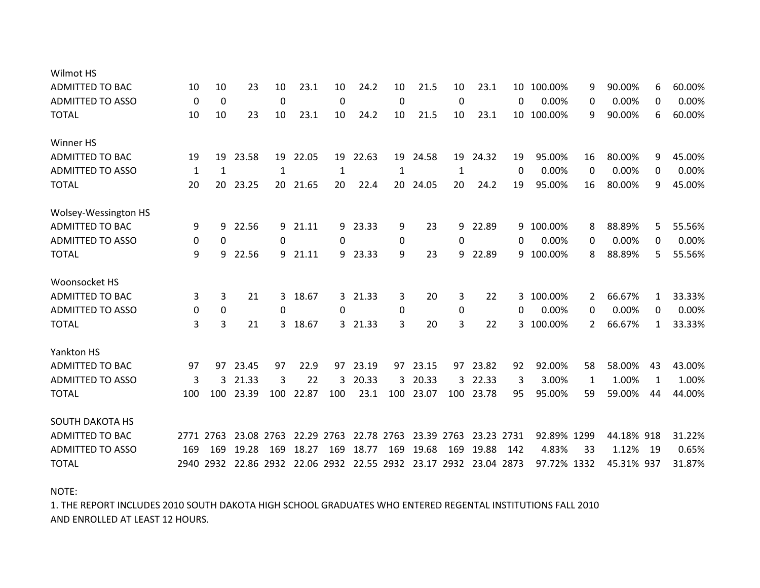| | | | | | | | | | | | | | | | | | |
|---|---|---|---|---|---|---|---|---|---|---|---|---|---|---|---|---|---|
| Wilmot HS | | | | | | | | | | | | | | | | | |
| ADMITTED TO BAC | 10 | 10 | 23 | 10 | 23.1 | 10 | 24.2 | 10 | 21.5 | 10 | 23.1 | 10 | 100.00% | 9 | 90.00% | 6 | 60.00% |
| ADMITTED TO ASSO | 0 | 0 | | 0 | | 0 | | 0 | | 0 | | 0 | 0.00% | 0 | 0.00% | 0 | 0.00% |
| TOTAL | 10 | 10 | 23 | 10 | 23.1 | 10 | 24.2 | 10 | 21.5 | 10 | 23.1 | 10 | 100.00% | 9 | 90.00% | 6 | 60.00% |
| | | | | | | | | | | | | | | | | | |
| Winner HS | | | | | | | | | | | | | | | | | |
| ADMITTED TO BAC | 19 | 19 | 23.58 | 19 | 22.05 | 19 | 22.63 | 19 | 24.58 | 19 | 24.32 | 19 | 95.00% | 16 | 80.00% | 9 | 45.00% |
| ADMITTED TO ASSO | 1 | 1 | | 1 | | 1 | | 1 | | 1 | | 0 | 0.00% | 0 | 0.00% | 0 | 0.00% |
| TOTAL | 20 | 20 | 23.25 | 20 | 21.65 | 20 | 22.4 | 20 | 24.05 | 20 | 24.2 | 19 | 95.00% | 16 | 80.00% | 9 | 45.00% |
| | | | | | | | | | | | | | | | | | |
| Wolsey-Wessington HS | | | | | | | | | | | | | | | | | |
| ADMITTED TO BAC | 9 | 9 | 22.56 | 9 | 21.11 | 9 | 23.33 | 9 | 23 | 9 | 22.89 | 9 | 100.00% | 8 | 88.89% | 5 | 55.56% |
| ADMITTED TO ASSO | 0 | 0 | | 0 | | 0 | | 0 | | 0 | | 0 | 0.00% | 0 | 0.00% | 0 | 0.00% |
| TOTAL | 9 | 9 | 22.56 | 9 | 21.11 | 9 | 23.33 | 9 | 23 | 9 | 22.89 | 9 | 100.00% | 8 | 88.89% | 5 | 55.56% |
| | | | | | | | | | | | | | | | | | |
| Woonsocket HS | | | | | | | | | | | | | | | | | |
| ADMITTED TO BAC | 3 | 3 | 21 | 3 | 18.67 | 3 | 21.33 | 3 | 20 | 3 | 22 | 3 | 100.00% | 2 | 66.67% | 1 | 33.33% |
| ADMITTED TO ASSO | 0 | 0 | | 0 | | 0 | | 0 | | 0 | | 0 | 0.00% | 0 | 0.00% | 0 | 0.00% |
| TOTAL | 3 | 3 | 21 | 3 | 18.67 | 3 | 21.33 | 3 | 20 | 3 | 22 | 3 | 100.00% | 2 | 66.67% | 1 | 33.33% |
| | | | | | | | | | | | | | | | | | |
| Yankton HS | | | | | | | | | | | | | | | | | |
| ADMITTED TO BAC | 97 | 97 | 23.45 | 97 | 22.9 | 97 | 23.19 | 97 | 23.15 | 97 | 23.82 | 92 | 92.00% | 58 | 58.00% | 43 | 43.00% |
| ADMITTED TO ASSO | 3 | 3 | 21.33 | 3 | 22 | 3 | 20.33 | 3 | 20.33 | 3 | 22.33 | 3 | 3.00% | 1 | 1.00% | 1 | 1.00% |
| TOTAL | 100 | 100 | 23.39 | 100 | 22.87 | 100 | 23.1 | 100 | 23.07 | 100 | 23.78 | 95 | 95.00% | 59 | 59.00% | 44 | 44.00% |
| | | | | | | | | | | | | | | | | | |
| SOUTH DAKOTA HS | | | | | | | | | | | | | | | | | |
| ADMITTED TO BAC | 2771 | 2763 | 23.08 | 2763 | 22.29 | 2763 | 22.78 | 2763 | 23.39 | 2763 | 23.23 | 2731 | 92.89% | 1299 | 44.18% | 918 | 31.22% |
| ADMITTED TO ASSO | 169 | 169 | 19.28 | 169 | 18.27 | 169 | 18.77 | 169 | 19.68 | 169 | 19.88 | 142 | 4.83% | 33 | 1.12% | 19 | 0.65% |
| TOTAL | 2940 | 2932 | 22.86 | 2932 | 22.06 | 2932 | 22.55 | 2932 | 23.17 | 2932 | 23.04 | 2873 | 97.72% | 1332 | 45.31% | 937 | 31.87% |

NOTE:
1. THE REPORT INCLUDES 2010 SOUTH DAKOTA HIGH SCHOOL GRADUATES WHO ENTERED REGENTAL INSTITUTIONS FALL 2010 AND ENROLLED AT LEAST 12 HOURS.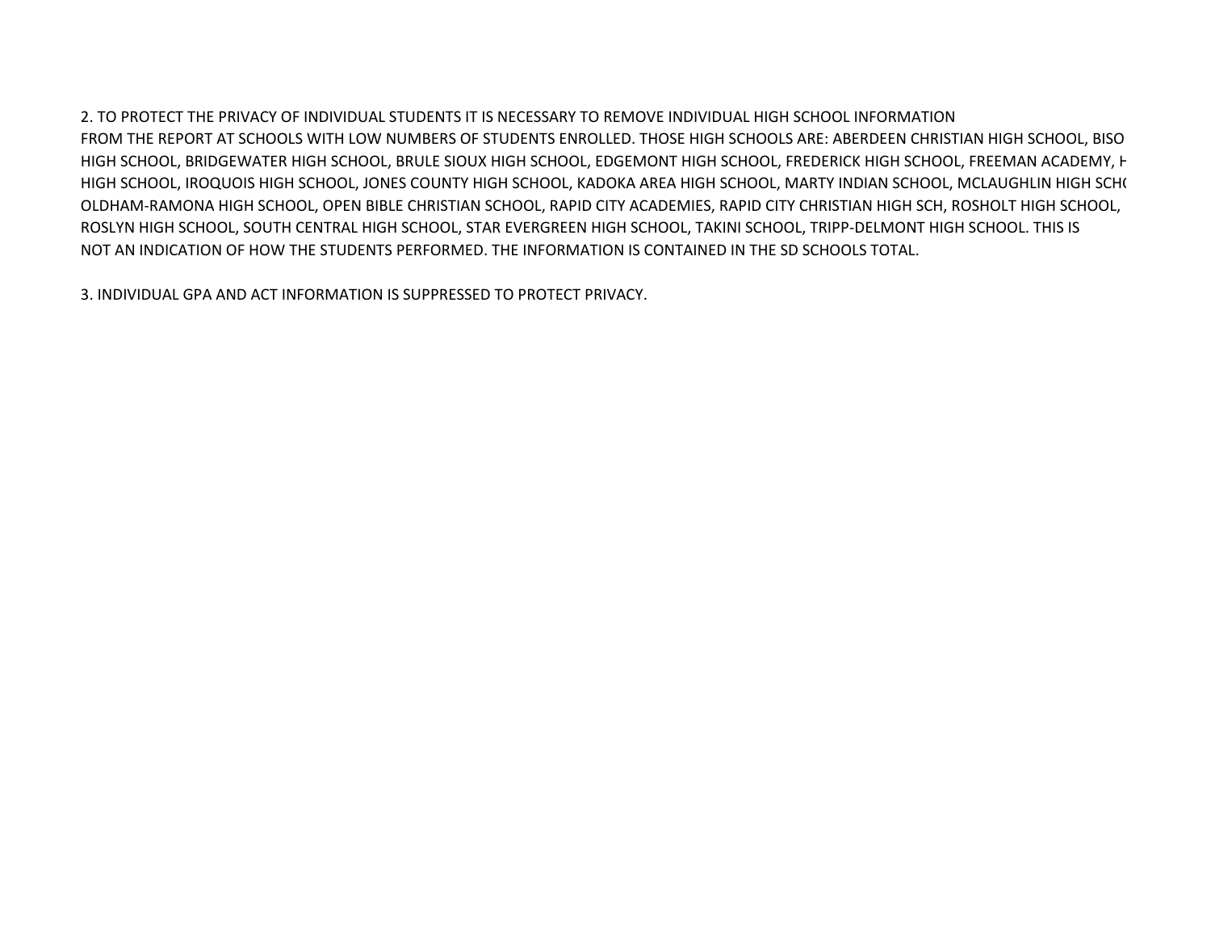2. TO PROTECT THE PRIVACY OF INDIVIDUAL STUDENTS IT IS NECESSARY TO REMOVE INDIVIDUAL HIGH SCHOOL INFORMATION FROM THE REPORT AT SCHOOLS WITH LOW NUMBERS OF STUDENTS ENROLLED. THOSE HIGH SCHOOLS ARE: ABERDEEN CHRISTIAN HIGH SCHOOL, BISO HIGH SCHOOL, BRIDGEWATER HIGH SCHOOL, BRULE SIOUX HIGH SCHOOL, EDGEMONT HIGH SCHOOL, FREDERICK HIGH SCHOOL, FREEMAN ACADEMY, H HIGH SCHOOL, IROQUOIS HIGH SCHOOL, JONES COUNTY HIGH SCHOOL, KADOKA AREA HIGH SCHOOL, MARTY INDIAN SCHOOL, MCLAUGHLIN HIGH SCH OLDHAM-RAMONA HIGH SCHOOL, OPEN BIBLE CHRISTIAN SCHOOL, RAPID CITY ACADEMIES, RAPID CITY CHRISTIAN HIGH SCH, ROSHOLT HIGH SCHOOL, ROSLYN HIGH SCHOOL, SOUTH CENTRAL HIGH SCHOOL, STAR EVERGREEN HIGH SCHOOL, TAKINI SCHOOL, TRIPP-DELMONT HIGH SCHOOL. THIS IS NOT AN INDICATION OF HOW THE STUDENTS PERFORMED. THE INFORMATION IS CONTAINED IN THE SD SCHOOLS TOTAL.

3. INDIVIDUAL GPA AND ACT INFORMATION IS SUPPRESSED TO PROTECT PRIVACY.